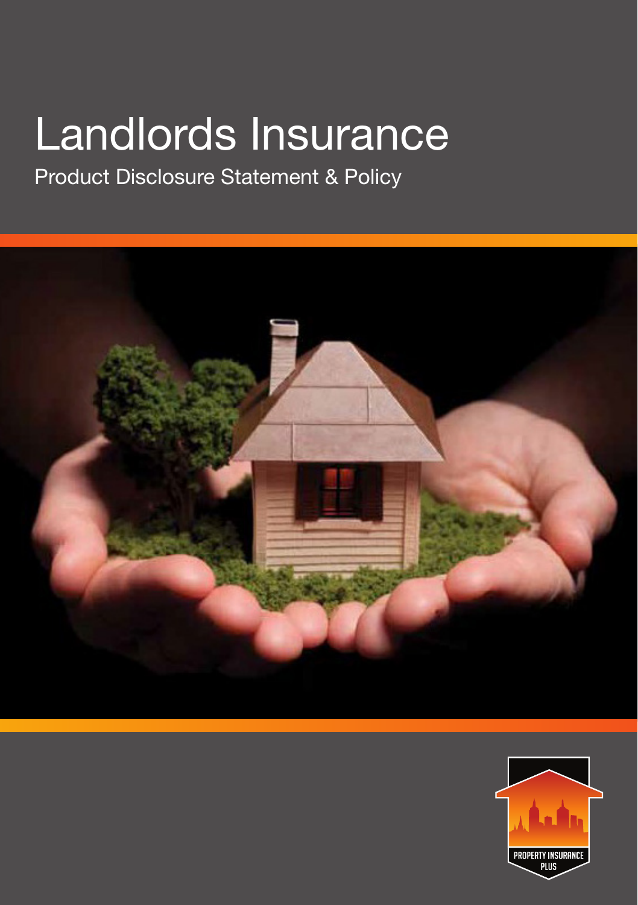# Landlords Insurance

## Product Disclosure Statement & Policy

PROPERTY INSURANCE PLUS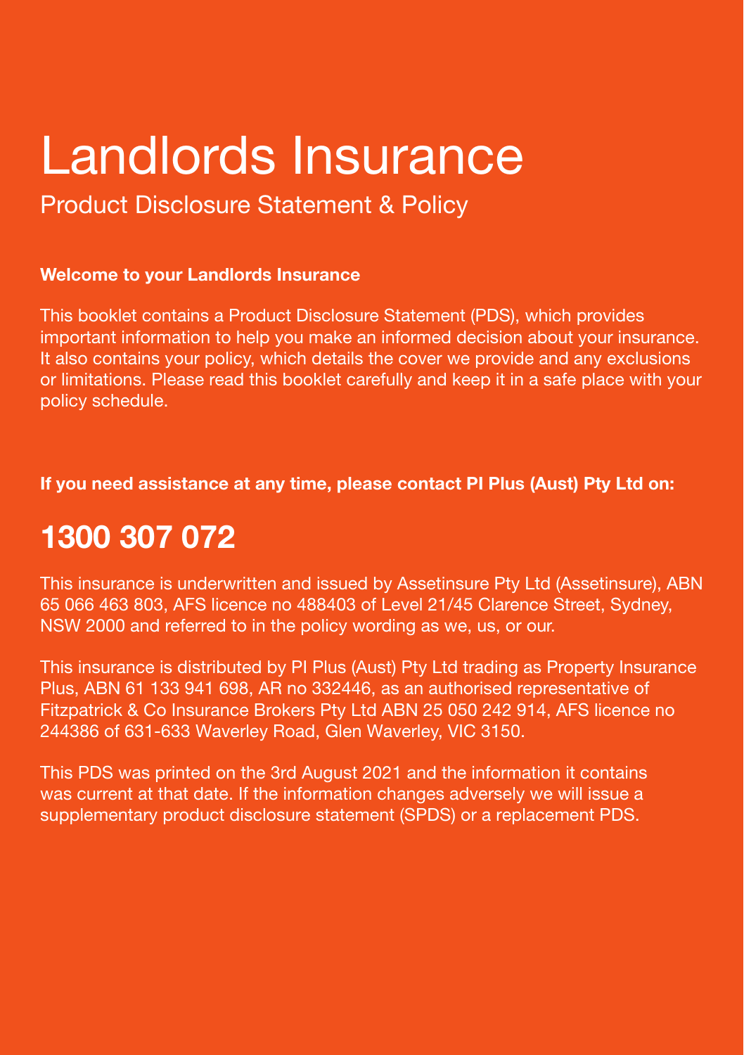# Landlords Insurance

## Product Disclosure Statement & Policy

**Welcome to your Landlords Insurance**

This booklet contains a Product Disclosure Statement (PDS), which provides important information to help you make an informed decision about your insurance. It also contains your policy, which details the cover we provide and any exclusions or limitations. Please read this booklet carefully and keep it in a safe place with your policy schedule.

**If you need assistance at any time, please contact PI Plus (Aust) Pty Ltd on:**

## 1300 307 072

This insurance is underwritten and issued by Assetinsure Pty Ltd (Assetinsure), ABN 65 066 463 803, AFS licence no 488403 of Level 21/45 Clarence Street, Sydney, NSW 2000 and referred to in the policy wording as we, us, or our.

This insurance is distributed by PI Plus (Aust) Pty Ltd trading as Property Insurance Plus, ABN 61 133 941 698, AR no 332446, as an authorised representative of Fitzpatrick & Co Insurance Brokers Pty Ltd ABN 25 050 242 914, AFS licence no 244386 of 631-633 Waverley Road, Glen Waverley, VIC 3150.

This PDS was printed on the 3rd August 2021 and the information it contains was current at that date. If the information changes adversely we will issue a supplementary product disclosure statement (SPDS) or a replacement PDS.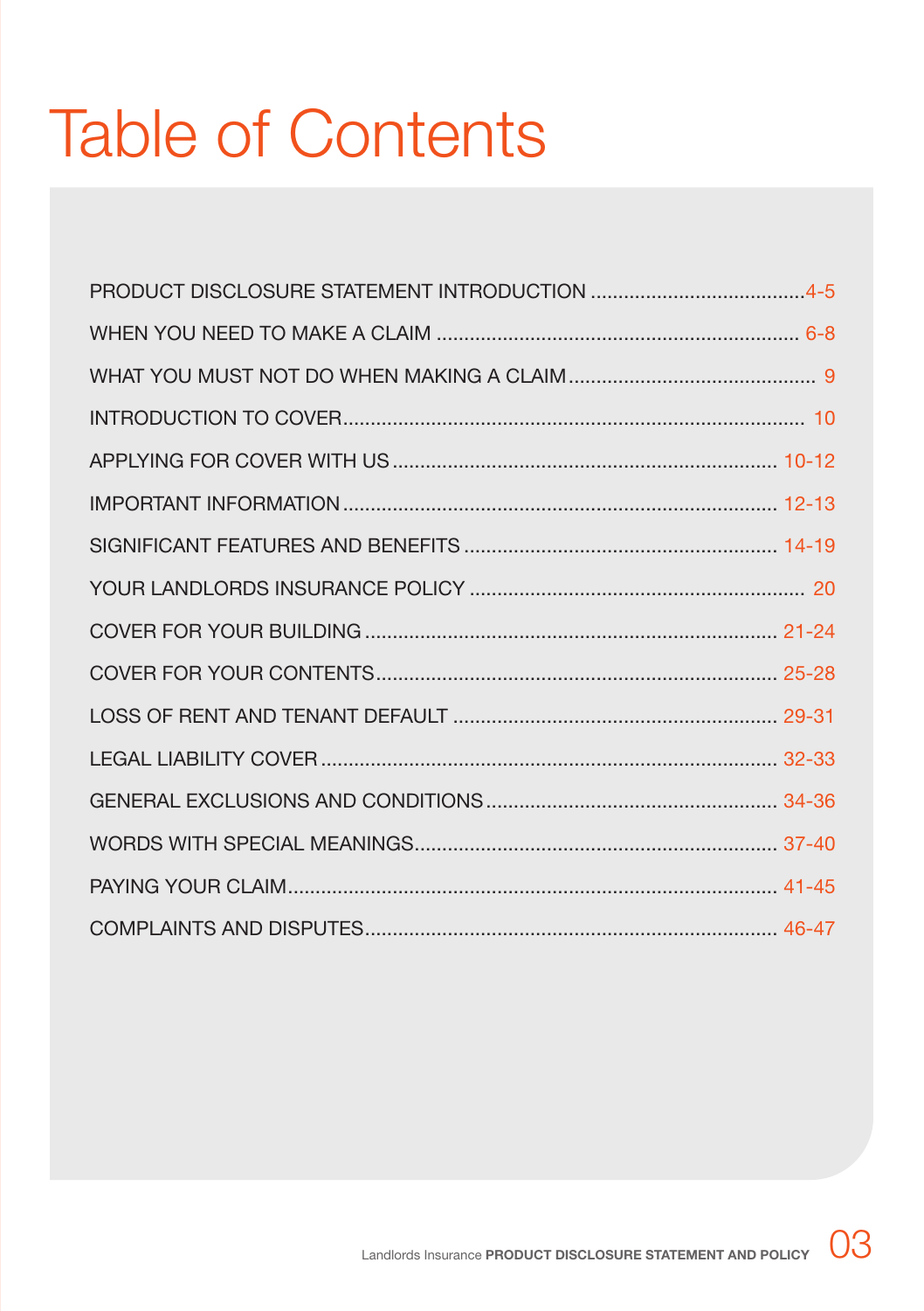# Table of Contents

| | |
|---|---|
| PRODUCT DISCLOSURE STATEMENT INTRODUCTION | 4-5 |
| WHEN YOU NEED TO MAKE A CLAIM | 6-8 |
| WHAT YOU MUST NOT DO WHEN MAKING A CLAIM | 9 |
| INTRODUCTION TO COVER | 10 |
| APPLYING FOR COVER WITH US | 10-12 |
| IMPORTANT INFORMATION | 12-13 |
| SIGNIFICANT FEATURES AND BENEFITS | 14-19 |
| YOUR LANDLORDS INSURANCE POLICY | 20 |
| COVER FOR YOUR BUILDING | 21-24 |
| COVER FOR YOUR CONTENTS | 25-28 |
| LOSS OF RENT AND TENANT DEFAULT | 29-31 |
| LEGAL LIABILITY COVER | 32-33 |
| GENERAL EXCLUSIONS AND CONDITIONS | 34-36 |
| WORDS WITH SPECIAL MEANINGS | 37-40 |
| PAYING YOUR CLAIM | 41-45 |
| COMPLAINTS AND DISPUTES | 46-47 |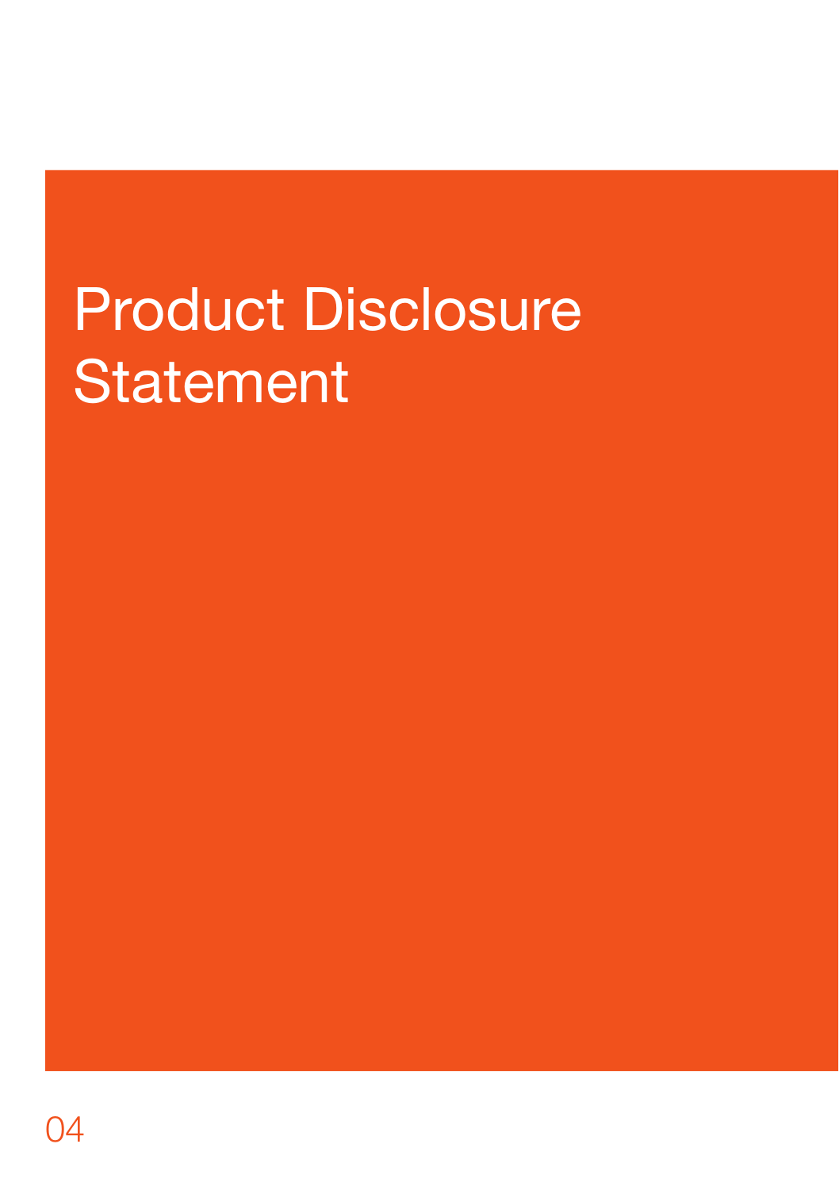# Product Disclosure Statement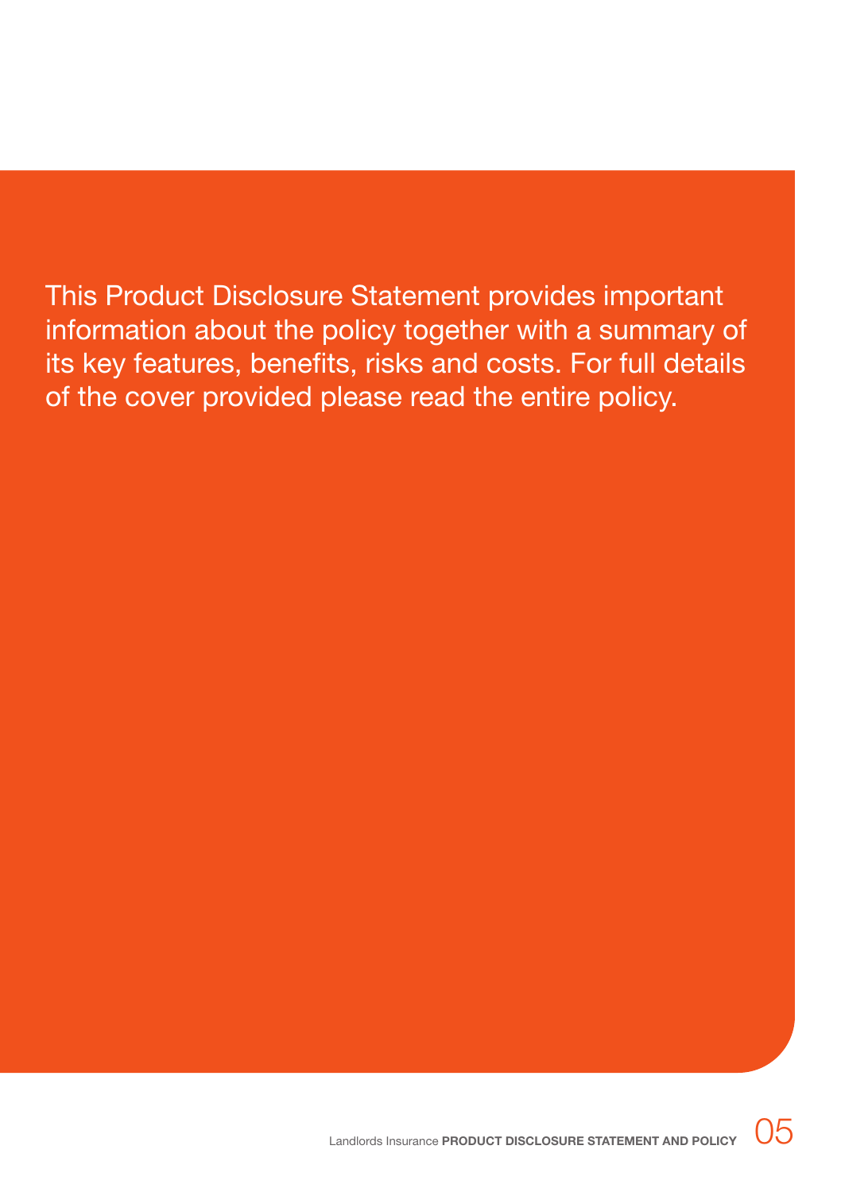This Product Disclosure Statement provides important information about the policy together with a summary of its key features, benefits, risks and costs. For full details of the cover provided please read the entire policy.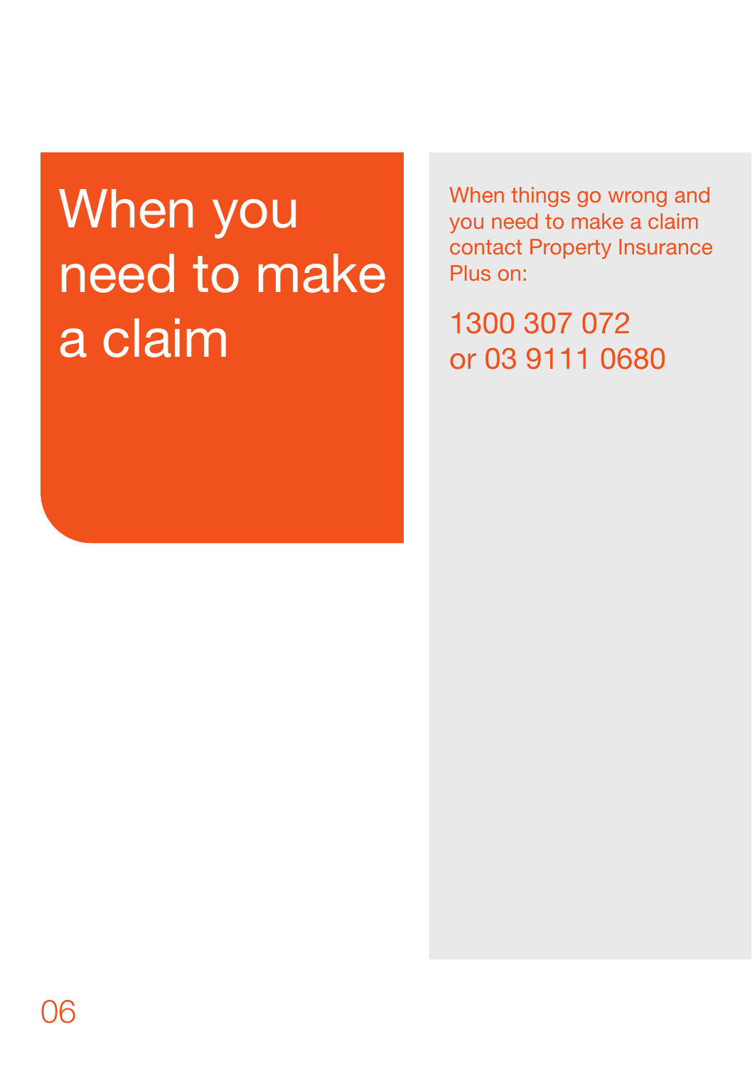# When you need to make a claim

When things go wrong and you need to make a claim contact Property Insurance Plus on:

1300 307 072
or 03 9111 0680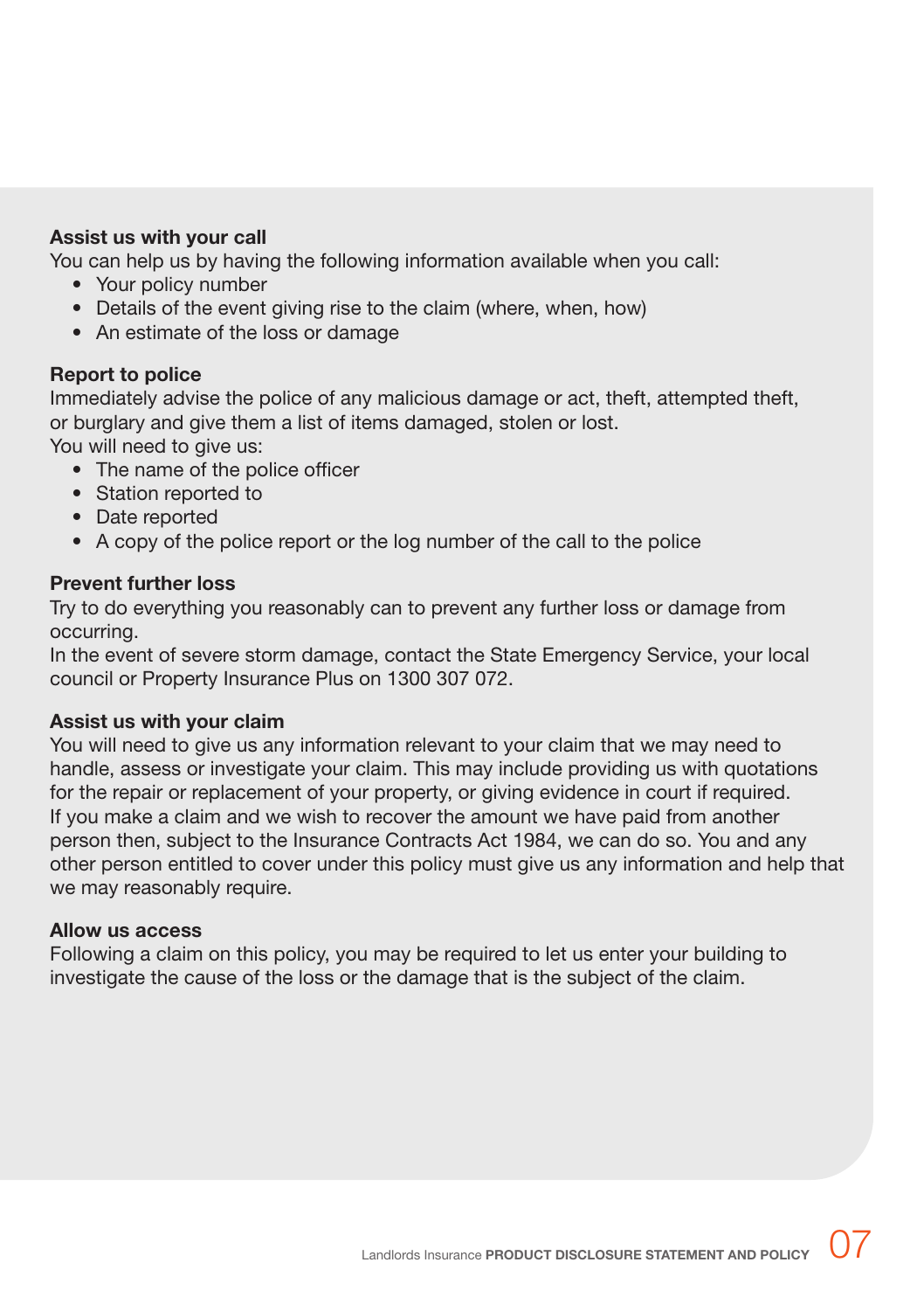**Assist us with your call**

You can help us by having the following information available when you call:

- Your policy number
- Details of the event giving rise to the claim (where, when, how)
- An estimate of the loss or damage

**Report to police**

Immediately advise the police of any malicious damage or act, theft, attempted theft, or burglary and give them a list of items damaged, stolen or lost.

You will need to give us:

- The name of the police officer
- Station reported to
- Date reported
- A copy of the police report or the log number of the call to the police

**Prevent further loss**

Try to do everything you reasonably can to prevent any further loss or damage from occurring.

In the event of severe storm damage, contact the State Emergency Service, your local council or Property Insurance Plus on 1300 307 072.

**Assist us with your claim**

You will need to give us any information relevant to your claim that we may need to handle, assess or investigate your claim. This may include providing us with quotations for the repair or replacement of your property, or giving evidence in court if required.

If you make a claim and we wish to recover the amount we have paid from another person then, subject to the Insurance Contracts Act 1984, we can do so. You and any other person entitled to cover under this policy must give us any information and help that we may reasonably require.

**Allow us access**

Following a claim on this policy, you may be required to let us enter your building to investigate the cause of the loss or the damage that is the subject of the claim.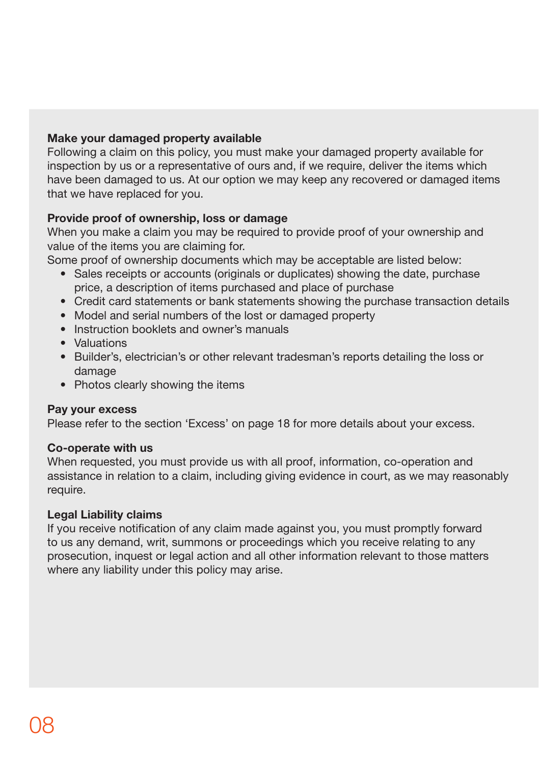**Make your damaged property available**
Following a claim on this policy, you must make your damaged property available for inspection by us or a representative of ours and, if we require, deliver the items which have been damaged to us. At our option we may keep any recovered or damaged items that we have replaced for you.

**Provide proof of ownership, loss or damage**
When you make a claim you may be required to provide proof of your ownership and value of the items you are claiming for.
Some proof of ownership documents which may be acceptable are listed below:

- Sales receipts or accounts (originals or duplicates) showing the date, purchase price, a description of items purchased and place of purchase
- Credit card statements or bank statements showing the purchase transaction details
- Model and serial numbers of the lost or damaged property
- Instruction booklets and owner's manuals
- Valuations
- Builder's, electrician's or other relevant tradesman's reports detailing the loss or damage
- Photos clearly showing the items

**Pay your excess**
Please refer to the section 'Excess' on page 18 for more details about your excess.

**Co-operate with us**
When requested, you must provide us with all proof, information, co-operation and assistance in relation to a claim, including giving evidence in court, as we may reasonably require.

**Legal Liability claims**
If you receive notification of any claim made against you, you must promptly forward to us any demand, writ, summons or proceedings which you receive relating to any prosecution, inquest or legal action and all other information relevant to those matters where any liability under this policy may arise.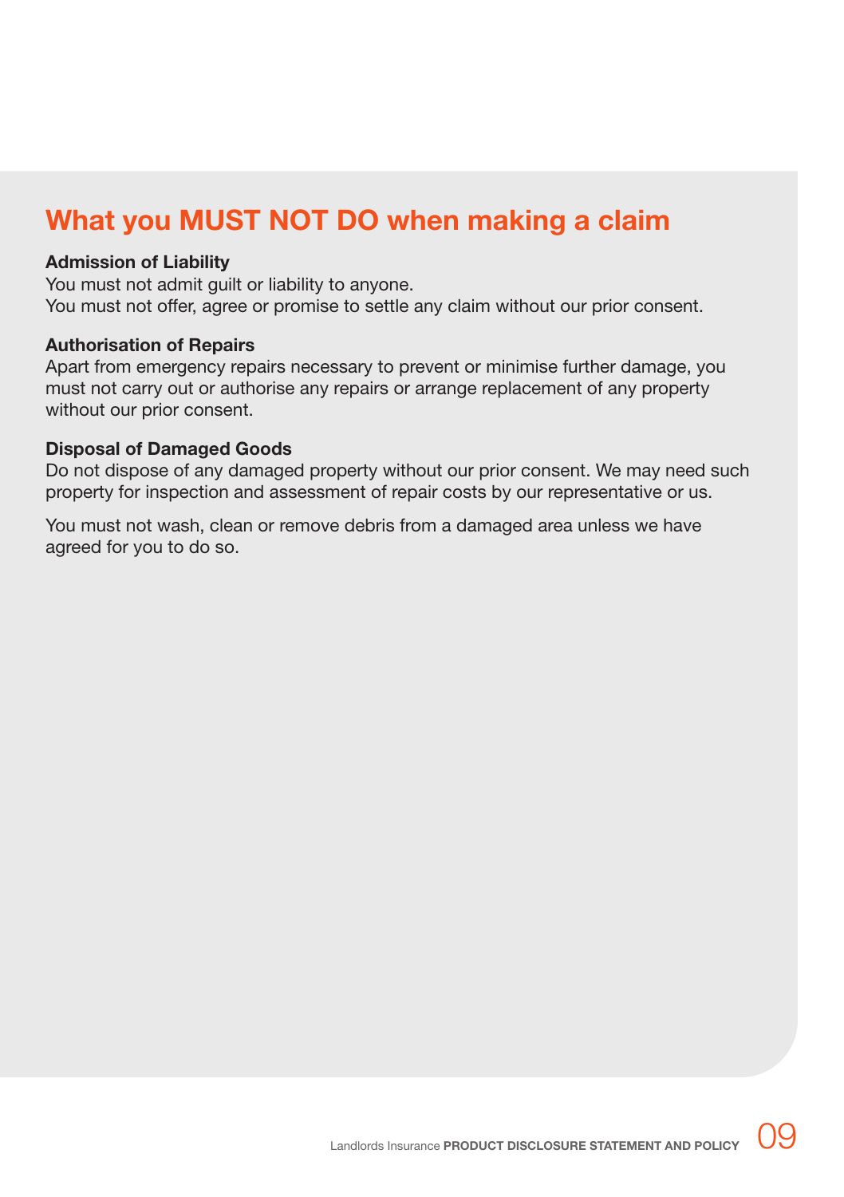## What you MUST NOT DO when making a claim

**Admission of Liability**
You must not admit guilt or liability to anyone.
You must not offer, agree or promise to settle any claim without our prior consent.

**Authorisation of Repairs**
Apart from emergency repairs necessary to prevent or minimise further damage, you must not carry out or authorise any repairs or arrange replacement of any property without our prior consent.

**Disposal of Damaged Goods**
Do not dispose of any damaged property without our prior consent. We may need such property for inspection and assessment of repair costs by our representative or us.

You must not wash, clean or remove debris from a damaged area unless we have agreed for you to do so.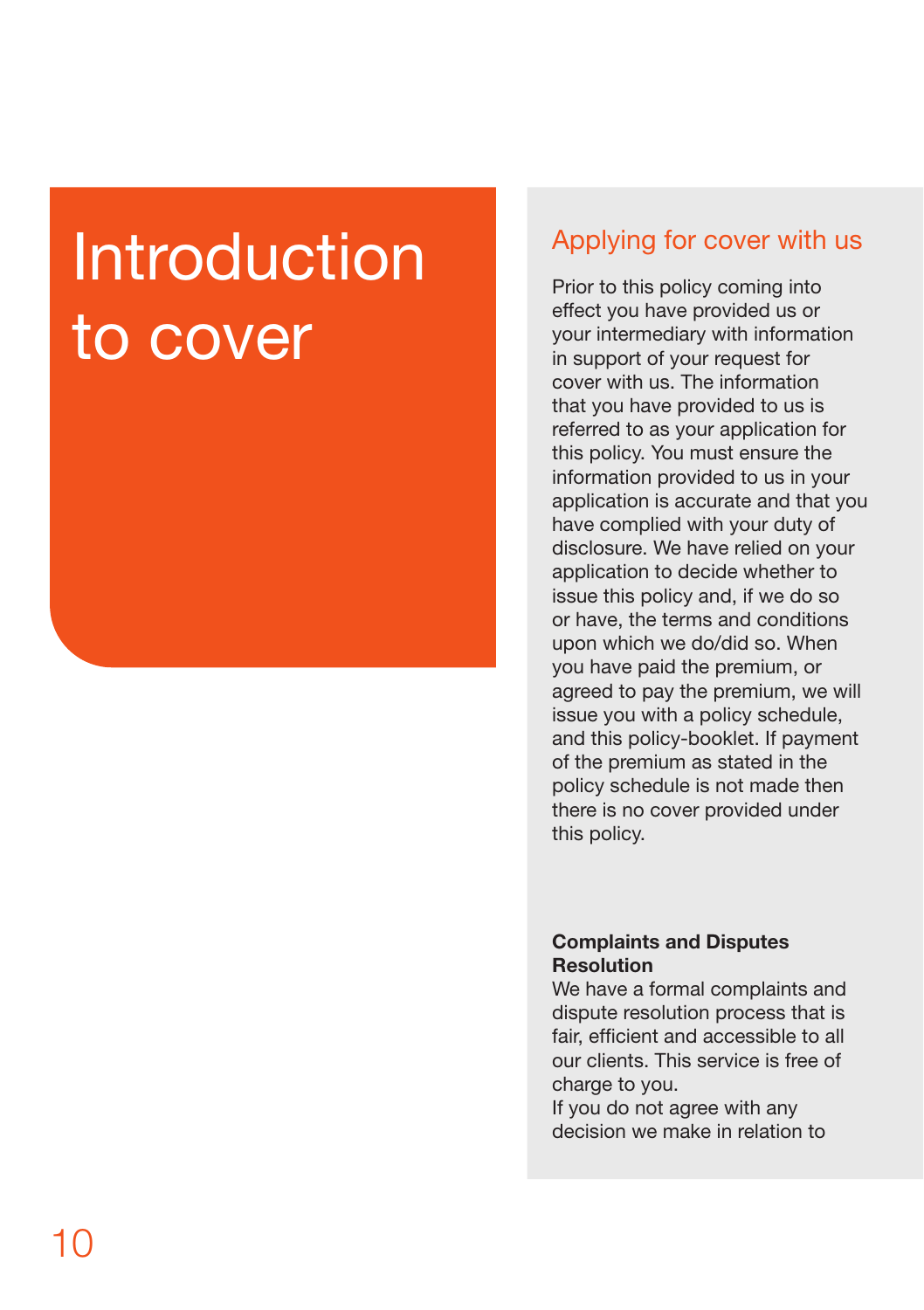# Introduction to cover

## Applying for cover with us

Prior to this policy coming into effect you have provided us or your intermediary with information in support of your request for cover with us. The information that you have provided to us is referred to as your application for this policy. You must ensure the information provided to us in your application is accurate and that you have complied with your duty of disclosure. We have relied on your application to decide whether to issue this policy and, if we do so or have, the terms and conditions upon which we do/did so. When you have paid the premium, or agreed to pay the premium, we will issue you with a policy schedule, and this policy-booklet. If payment of the premium as stated in the policy schedule is not made then there is no cover provided under this policy.

**Complaints and Disputes Resolution**

We have a formal complaints and dispute resolution process that is fair, efficient and accessible to all our clients. This service is free of charge to you.

If you do not agree with any decision we make in relation to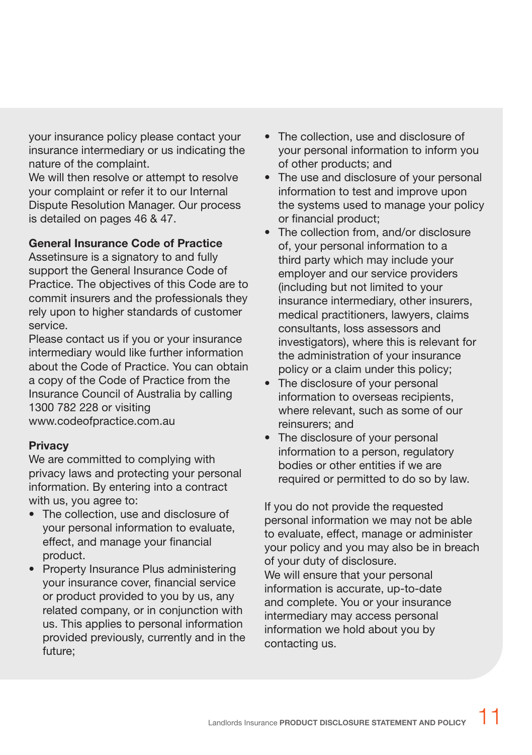your insurance policy please contact your insurance intermediary or us indicating the nature of the complaint.

We will then resolve or attempt to resolve your complaint or refer it to our Internal Dispute Resolution Manager. Our process is detailed on pages 46 & 47.

**General Insurance Code of Practice**

Assetinsure is a signatory to and fully support the General Insurance Code of Practice. The objectives of this Code are to commit insurers and the professionals they rely upon to higher standards of customer service.

Please contact us if you or your insurance intermediary would like further information about the Code of Practice. You can obtain a copy of the Code of Practice from the Insurance Council of Australia by calling 1300 782 228 or visiting www.codeofpractice.com.au

**Privacy**

We are committed to complying with privacy laws and protecting your personal information. By entering into a contract with us, you agree to:

- The collection, use and disclosure of your personal information to evaluate, effect, and manage your financial product.
- Property Insurance Plus administering your insurance cover, financial service or product provided to you by us, any related company, or in conjunction with us. This applies to personal information provided previously, currently and in the future;
- The collection, use and disclosure of your personal information to inform you of other products; and
- The use and disclosure of your personal information to test and improve upon the systems used to manage your policy or financial product;
- The collection from, and/or disclosure of, your personal information to a third party which may include your employer and our service providers (including but not limited to your insurance intermediary, other insurers, medical practitioners, lawyers, claims consultants, loss assessors and investigators), where this is relevant for the administration of your insurance policy or a claim under this policy;
- The disclosure of your personal information to overseas recipients, where relevant, such as some of our reinsurers; and
- The disclosure of your personal information to a person, regulatory bodies or other entities if we are required or permitted to do so by law.

If you do not provide the requested personal information we may not be able to evaluate, effect, manage or administer your policy and you may also be in breach of your duty of disclosure.

We will ensure that your personal information is accurate, up-to-date and complete. You or your insurance intermediary may access personal information we hold about you by contacting us.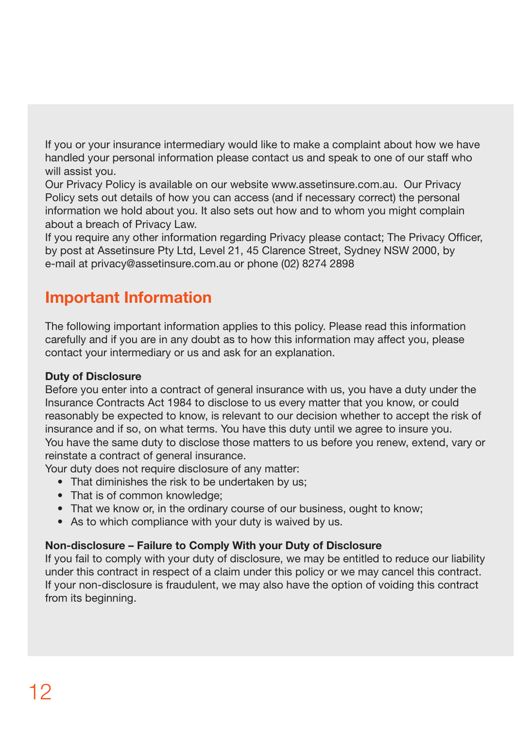If you or your insurance intermediary would like to make a complaint about how we have handled your personal information please contact us and speak to one of our staff who will assist you.

Our Privacy Policy is available on our website www.assetinsure.com.au. Our Privacy Policy sets out details of how you can access (and if necessary correct) the personal information we hold about you. It also sets out how and to whom you might complain about a breach of Privacy Law.

If you require any other information regarding Privacy please contact; The Privacy Officer, by post at Assetinsure Pty Ltd, Level 21, 45 Clarence Street, Sydney NSW 2000, by e-mail at privacy@assetinsure.com.au or phone (02) 8274 2898

## Important Information

The following important information applies to this policy. Please read this information carefully and if you are in any doubt as to how this information may affect you, please contact your intermediary or us and ask for an explanation.

**Duty of Disclosure**

Before you enter into a contract of general insurance with us, you have a duty under the Insurance Contracts Act 1984 to disclose to us every matter that you know, or could reasonably be expected to know, is relevant to our decision whether to accept the risk of insurance and if so, on what terms. You have this duty until we agree to insure you.

You have the same duty to disclose those matters to us before you renew, extend, vary or reinstate a contract of general insurance.

Your duty does not require disclosure of any matter:

- That diminishes the risk to be undertaken by us;
- That is of common knowledge;
- That we know or, in the ordinary course of our business, ought to know;
- As to which compliance with your duty is waived by us.

**Non-disclosure – Failure to Comply With your Duty of Disclosure**

If you fail to comply with your duty of disclosure, we may be entitled to reduce our liability under this contract in respect of a claim under this policy or we may cancel this contract. If your non-disclosure is fraudulent, we may also have the option of voiding this contract from its beginning.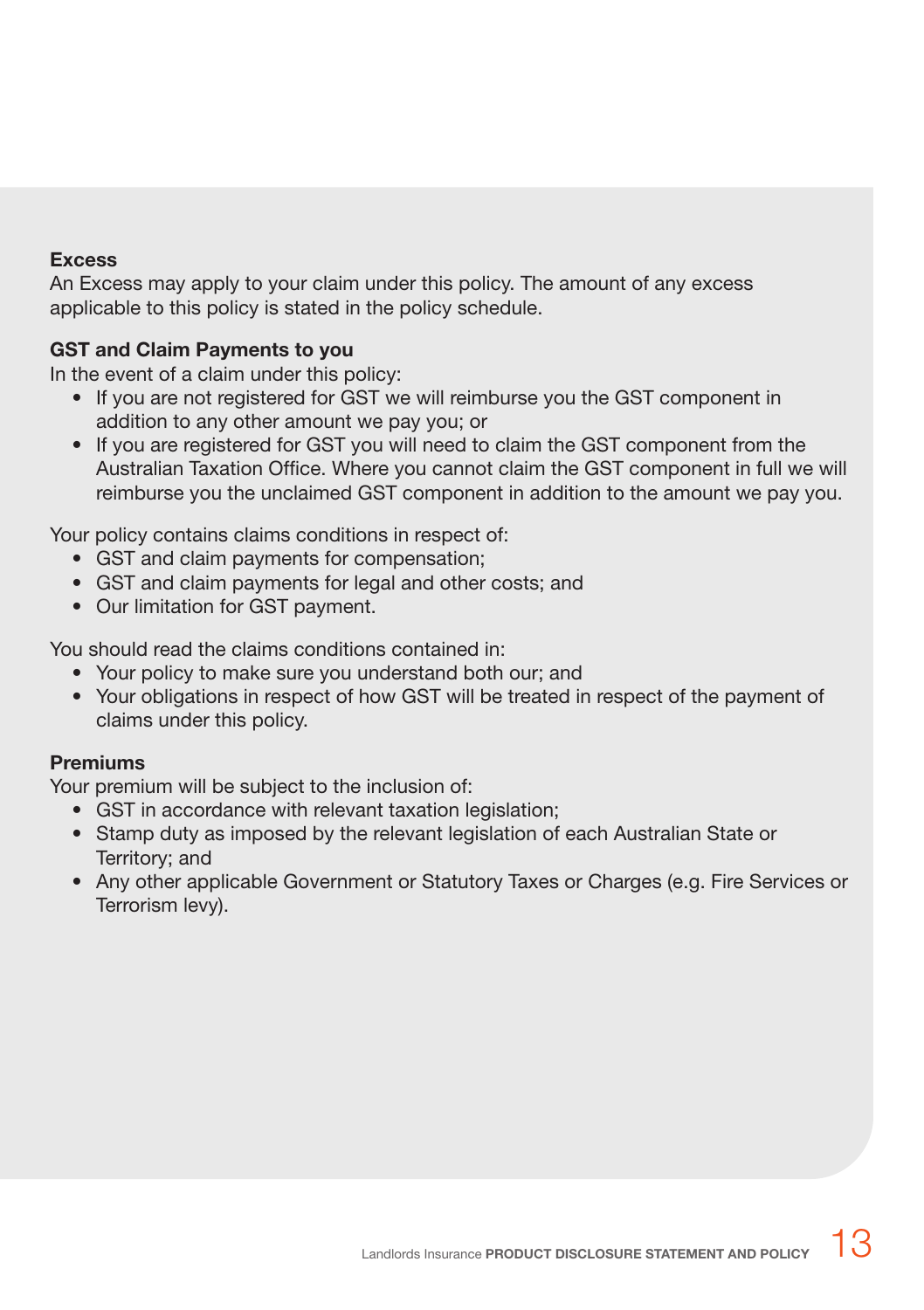**Excess**

An Excess may apply to your claim under this policy. The amount of any excess applicable to this policy is stated in the policy schedule.

**GST and Claim Payments to you**

In the event of a claim under this policy:

- If you are not registered for GST we will reimburse you the GST component in addition to any other amount we pay you; or
- If you are registered for GST you will need to claim the GST component from the Australian Taxation Office. Where you cannot claim the GST component in full we will reimburse you the unclaimed GST component in addition to the amount we pay you.

Your policy contains claims conditions in respect of:

- GST and claim payments for compensation;
- GST and claim payments for legal and other costs; and
- Our limitation for GST payment.

You should read the claims conditions contained in:

- Your policy to make sure you understand both our; and
- Your obligations in respect of how GST will be treated in respect of the payment of claims under this policy.

**Premiums**

Your premium will be subject to the inclusion of:

- GST in accordance with relevant taxation legislation;
- Stamp duty as imposed by the relevant legislation of each Australian State or Territory; and
- Any other applicable Government or Statutory Taxes or Charges (e.g. Fire Services or Terrorism levy).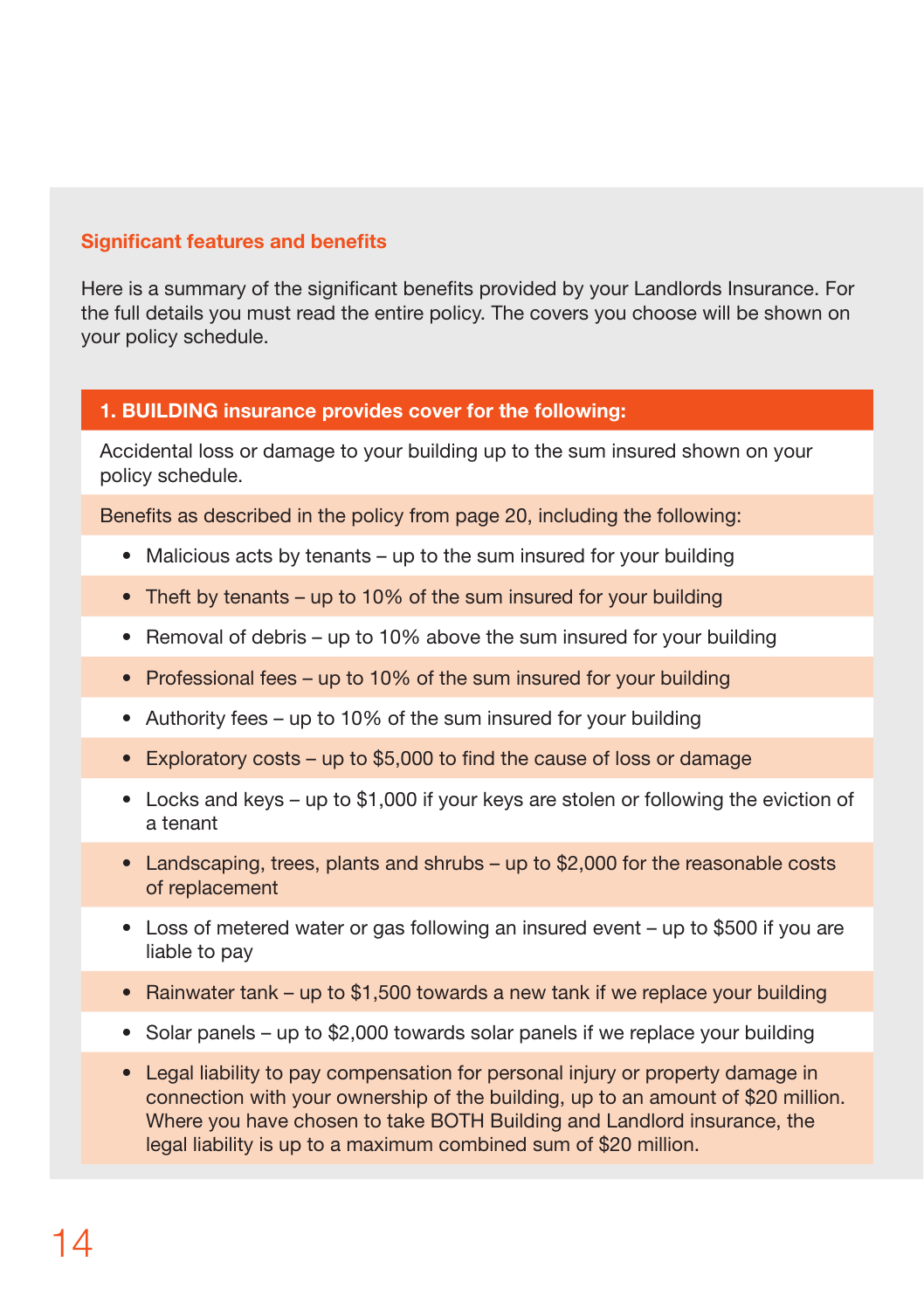## Significant features and benefits

Here is a summary of the significant benefits provided by your Landlords Insurance. For the full details you must read the entire policy. The covers you choose will be shown on your policy schedule.

| 1. BUILDING insurance provides cover for the following: |
|---|
| Accidental loss or damage to your building up to the sum insured shown on your policy schedule. |
| Benefits as described in the policy from page 20, including the following: |
| • Malicious acts by tenants – up to the sum insured for your building |
| • Theft by tenants – up to 10% of the sum insured for your building |
| • Removal of debris – up to 10% above the sum insured for your building |
| • Professional fees – up to 10% of the sum insured for your building |
| • Authority fees – up to 10% of the sum insured for your building |
| • Exploratory costs – up to $5,000 to find the cause of loss or damage |
| • Locks and keys – up to $1,000 if your keys are stolen or following the eviction of a tenant |
| • Landscaping, trees, plants and shrubs – up to $2,000 for the reasonable costs of replacement |
| • Loss of metered water or gas following an insured event – up to $500 if you are liable to pay |
| • Rainwater tank – up to $1,500 towards a new tank if we replace your building |
| • Solar panels – up to $2,000 towards solar panels if we replace your building |
| • Legal liability to pay compensation for personal injury or property damage in connection with your ownership of the building, up to an amount of $20 million. Where you have chosen to take BOTH Building and Landlord insurance, the legal liability is up to a maximum combined sum of $20 million. |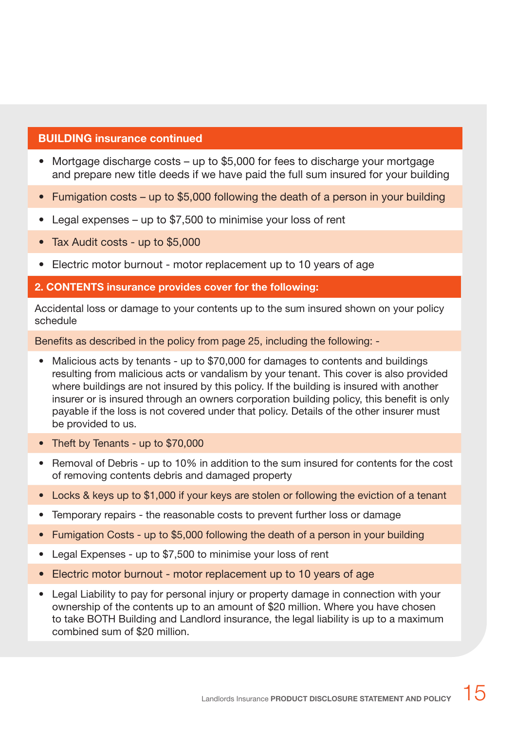## BUILDING insurance continued

- Mortgage discharge costs – up to $5,000 for fees to discharge your mortgage and prepare new title deeds if we have paid the full sum insured for your building
- Fumigation costs – up to $5,000 following the death of a person in your building
- Legal expenses – up to $7,500 to minimise your loss of rent
- Tax Audit costs - up to $5,000
- Electric motor burnout - motor replacement up to 10 years of age

## 2. CONTENTS insurance provides cover for the following:

Accidental loss or damage to your contents up to the sum insured shown on your policy schedule

Benefits as described in the policy from page 25, including the following: -

- Malicious acts by tenants - up to $70,000 for damages to contents and buildings resulting from malicious acts or vandalism by your tenant. This cover is also provided where buildings are not insured by this policy. If the building is insured with another insurer or is insured through an owners corporation building policy, this benefit is only payable if the loss is not covered under that policy. Details of the other insurer must be provided to us.
- Theft by Tenants - up to $70,000
- Removal of Debris - up to 10% in addition to the sum insured for contents for the cost of removing contents debris and damaged property
- Locks & keys up to $1,000 if your keys are stolen or following the eviction of a tenant
- Temporary repairs - the reasonable costs to prevent further loss or damage
- Fumigation Costs - up to $5,000 following the death of a person in your building
- Legal Expenses - up to $7,500 to minimise your loss of rent
- Electric motor burnout - motor replacement up to 10 years of age
- Legal Liability to pay for personal injury or property damage in connection with your ownership of the contents up to an amount of $20 million. Where you have chosen to take BOTH Building and Landlord insurance, the legal liability is up to a maximum combined sum of $20 million.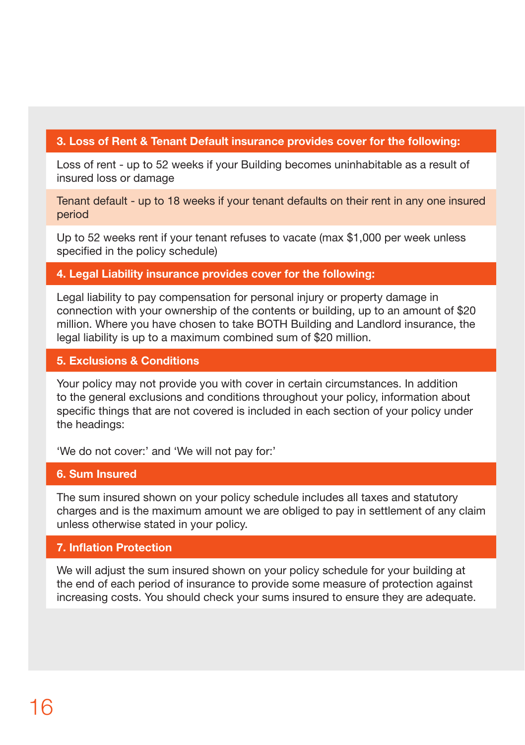### 3. Loss of Rent & Tenant Default insurance provides cover for the following:

Loss of rent - up to 52 weeks if your Building becomes uninhabitable as a result of insured loss or damage

Tenant default - up to 18 weeks if your tenant defaults on their rent in any one insured period

Up to 52 weeks rent if your tenant refuses to vacate (max $1,000 per week unless specified in the policy schedule)

### 4. Legal Liability insurance provides cover for the following:

Legal liability to pay compensation for personal injury or property damage in connection with your ownership of the contents or building, up to an amount of $20 million. Where you have chosen to take BOTH Building and Landlord insurance, the legal liability is up to a maximum combined sum of $20 million.

### 5. Exclusions & Conditions

Your policy may not provide you with cover in certain circumstances. In addition to the general exclusions and conditions throughout your policy, information about specific things that are not covered is included in each section of your policy under the headings:

'We do not cover:' and 'We will not pay for:'

### 6. Sum Insured

The sum insured shown on your policy schedule includes all taxes and statutory charges and is the maximum amount we are obliged to pay in settlement of any claim unless otherwise stated in your policy.

### 7. Inflation Protection

We will adjust the sum insured shown on your policy schedule for your building at the end of each period of insurance to provide some measure of protection against increasing costs. You should check your sums insured to ensure they are adequate.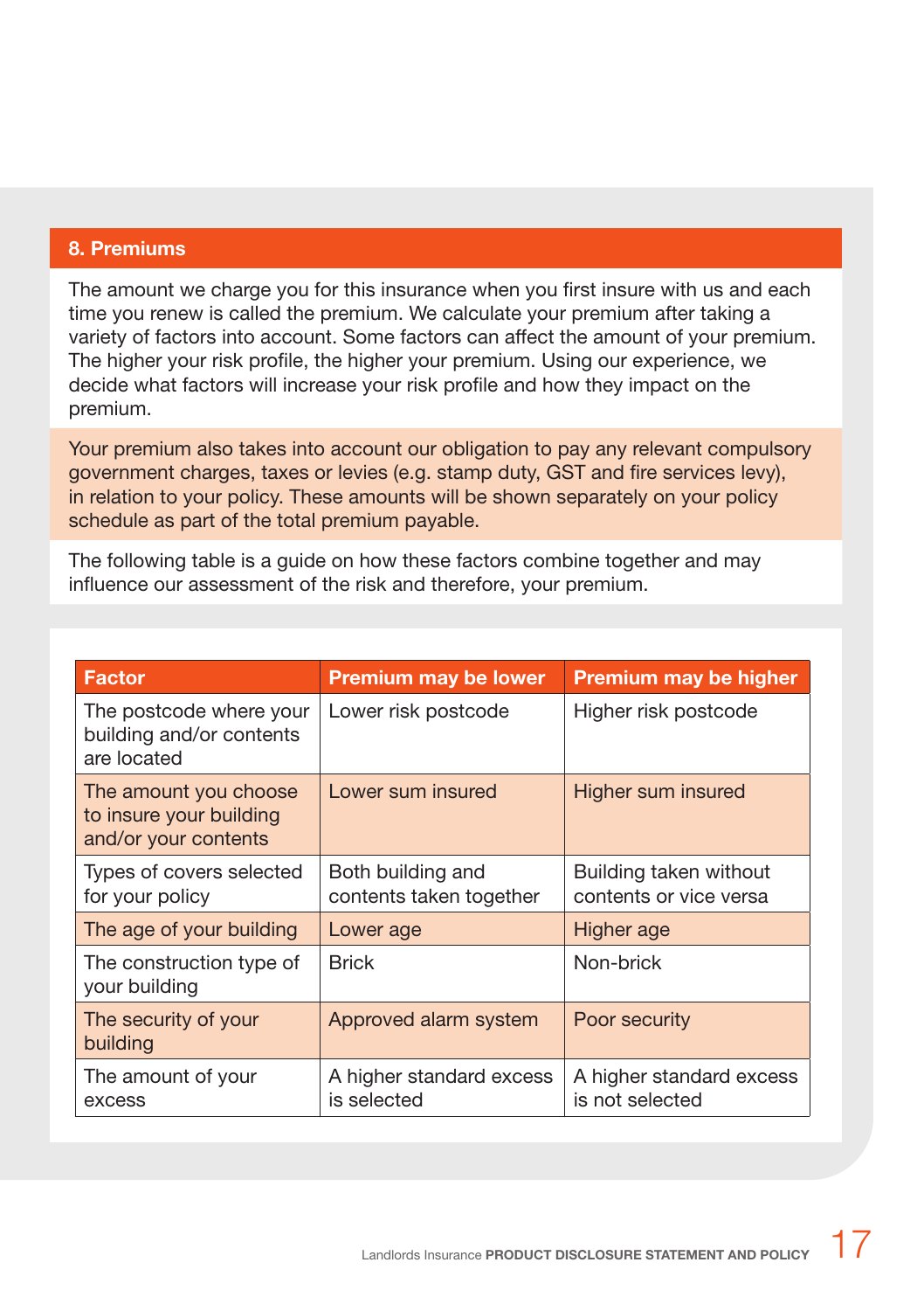## 8. Premiums

The amount we charge you for this insurance when you first insure with us and each time you renew is called the premium. We calculate your premium after taking a variety of factors into account. Some factors can affect the amount of your premium. The higher your risk profile, the higher your premium. Using our experience, we decide what factors will increase your risk profile and how they impact on the premium.

Your premium also takes into account our obligation to pay any relevant compulsory government charges, taxes or levies (e.g. stamp duty, GST and fire services levy), in relation to your policy. These amounts will be shown separately on your policy schedule as part of the total premium payable.

The following table is a guide on how these factors combine together and may influence our assessment of the risk and therefore, your premium.

| Factor | Premium may be lower | Premium may be higher |
|---|---|---|
| The postcode where your building and/or contents are located | Lower risk postcode | Higher risk postcode |
| The amount you choose to insure your building and/or your contents | Lower sum insured | Higher sum insured |
| Types of covers selected for your policy | Both building and contents taken together | Building taken without contents or vice versa |
| The age of your building | Lower age | Higher age |
| The construction type of your building | Brick | Non-brick |
| The security of your building | Approved alarm system | Poor security |
| The amount of your excess | A higher standard excess is selected | A higher standard excess is not selected |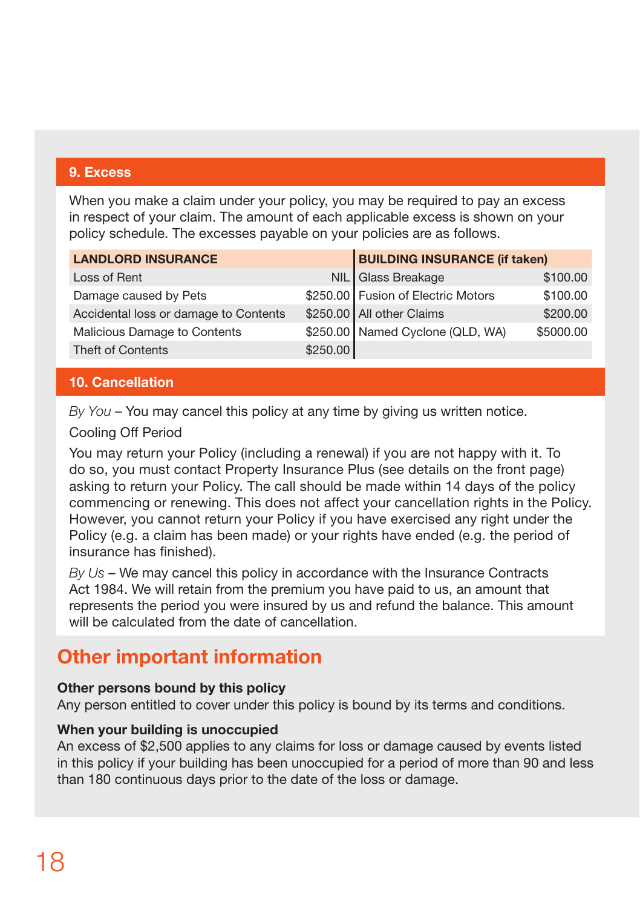## 9. Excess

When you make a claim under your policy, you may be required to pay an excess in respect of your claim. The amount of each applicable excess is shown on your policy schedule. The excesses payable on your policies are as follows.

| LANDLORD INSURANCE | | BUILDING INSURANCE (if taken) | |
|---|---|---|---|
| Loss of Rent | NIL | Glass Breakage | $100.00 |
| Damage caused by Pets | $250.00 | Fusion of Electric Motors | $100.00 |
| Accidental loss or damage to Contents | $250.00 | All other Claims | $200.00 |
| Malicious Damage to Contents | $250.00 | Named Cyclone (QLD, WA) | $5000.00 |
| Theft of Contents | $250.00 | | |

## 10. Cancellation

*By You* – You may cancel this policy at any time by giving us written notice.

Cooling Off Period

You may return your Policy (including a renewal) if you are not happy with it. To do so, you must contact Property Insurance Plus (see details on the front page) asking to return your Policy. The call should be made within 14 days of the policy commencing or renewing. This does not affect your cancellation rights in the Policy. However, you cannot return your Policy if you have exercised any right under the Policy (e.g. a claim has been made) or your rights have ended (e.g. the period of insurance has finished).

*By Us* – We may cancel this policy in accordance with the Insurance Contracts Act 1984. We will retain from the premium you have paid to us, an amount that represents the period you were insured by us and refund the balance. This amount will be calculated from the date of cancellation.

# Other important information

**Other persons bound by this policy**
Any person entitled to cover under this policy is bound by its terms and conditions.

**When your building is unoccupied**
An excess of $2,500 applies to any claims for loss or damage caused by events listed in this policy if your building has been unoccupied for a period of more than 90 and less than 180 continuous days prior to the date of the loss or damage.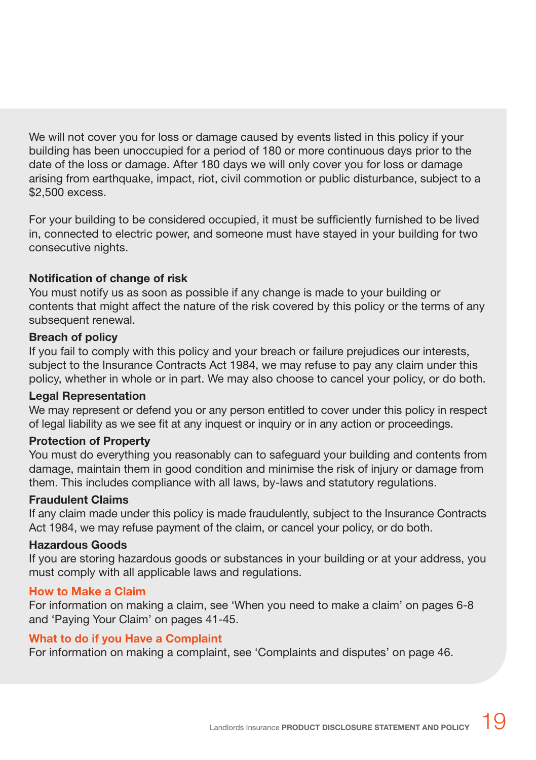We will not cover you for loss or damage caused by events listed in this policy if your building has been unoccupied for a period of 180 or more continuous days prior to the date of the loss or damage. After 180 days we will only cover you for loss or damage arising from earthquake, impact, riot, civil commotion or public disturbance, subject to a $2,500 excess.

For your building to be considered occupied, it must be sufficiently furnished to be lived in, connected to electric power, and someone must have stayed in your building for two consecutive nights.

**Notification of change of risk**

You must notify us as soon as possible if any change is made to your building or contents that might affect the nature of the risk covered by this policy or the terms of any subsequent renewal.

**Breach of policy**

If you fail to comply with this policy and your breach or failure prejudices our interests, subject to the Insurance Contracts Act 1984, we may refuse to pay any claim under this policy, whether in whole or in part. We may also choose to cancel your policy, or do both.

**Legal Representation**

We may represent or defend you or any person entitled to cover under this policy in respect of legal liability as we see fit at any inquest or inquiry or in any action or proceedings.

**Protection of Property**

You must do everything you reasonably can to safeguard your building and contents from damage, maintain them in good condition and minimise the risk of injury or damage from them. This includes compliance with all laws, by-laws and statutory regulations.

**Fraudulent Claims**

If any claim made under this policy is made fraudulently, subject to the Insurance Contracts Act 1984, we may refuse payment of the claim, or cancel your policy, or do both.

**Hazardous Goods**

If you are storing hazardous goods or substances in your building or at your address, you must comply with all applicable laws and regulations.

## How to Make a Claim

For information on making a claim, see 'When you need to make a claim' on pages 6-8 and 'Paying Your Claim' on pages 41-45.

## What to do if you Have a Complaint

For information on making a complaint, see 'Complaints and disputes' on page 46.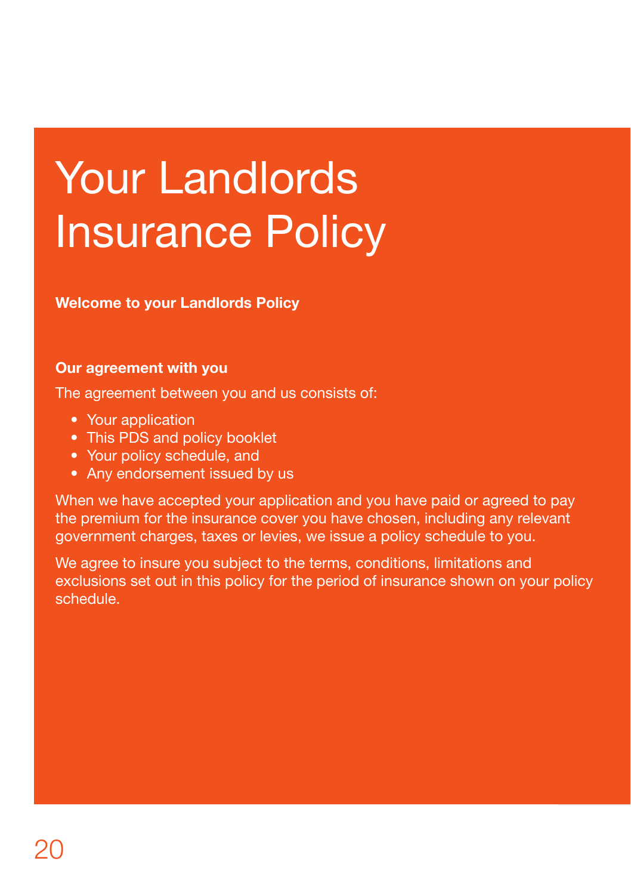# Your Landlords Insurance Policy

**Welcome to your Landlords Policy**

**Our agreement with you**

The agreement between you and us consists of:

- Your application
- This PDS and policy booklet
- Your policy schedule, and
- Any endorsement issued by us

When we have accepted your application and you have paid or agreed to pay the premium for the insurance cover you have chosen, including any relevant government charges, taxes or levies, we issue a policy schedule to you.

We agree to insure you subject to the terms, conditions, limitations and exclusions set out in this policy for the period of insurance shown on your policy schedule.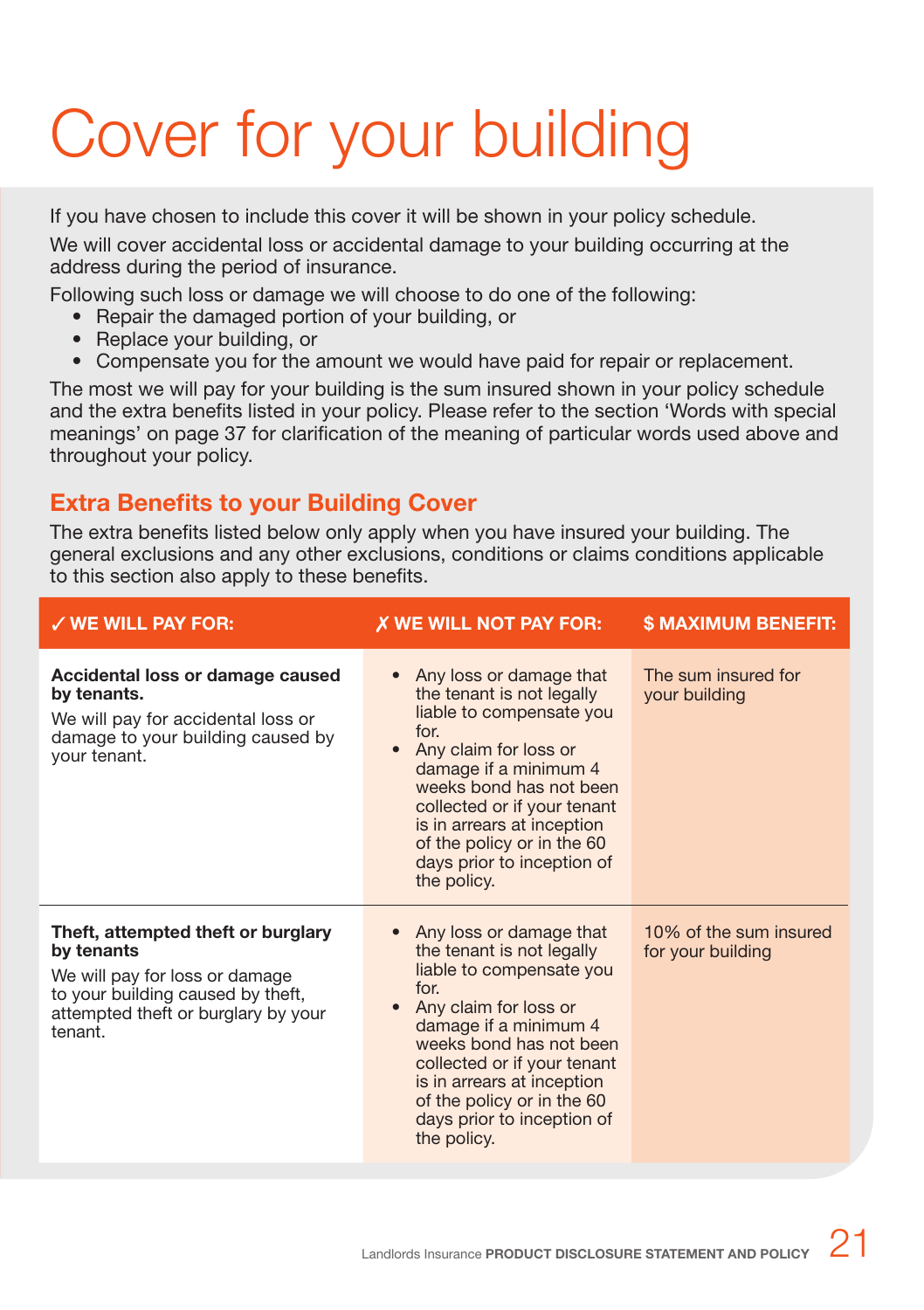# Cover for your building

If you have chosen to include this cover it will be shown in your policy schedule.

We will cover accidental loss or accidental damage to your building occurring at the address during the period of insurance.

Following such loss or damage we will choose to do one of the following:

- Repair the damaged portion of your building, or
- Replace your building, or
- Compensate you for the amount we would have paid for repair or replacement.

The most we will pay for your building is the sum insured shown in your policy schedule and the extra benefits listed in your policy. Please refer to the section 'Words with special meanings' on page 37 for clarification of the meaning of particular words used above and throughout your policy.

## Extra Benefits to your Building Cover

The extra benefits listed below only apply when you have insured your building. The general exclusions and any other exclusions, conditions or claims conditions applicable to this section also apply to these benefits.

| ✓ WE WILL PAY FOR: | ✗ WE WILL NOT PAY FOR: | $ MAXIMUM BENEFIT: |
|---|---|---|
| **Accidental loss or damage caused by tenants.** We will pay for accidental loss or damage to your building caused by your tenant. | • Any loss or damage that the tenant is not legally liable to compensate you for. • Any claim for loss or damage if a minimum 4 weeks bond has not been collected or if your tenant is in arrears at inception of the policy or in the 60 days prior to inception of the policy. | The sum insured for your building |
| **Theft, attempted theft or burglary by tenants** We will pay for loss or damage to your building caused by theft, attempted theft or burglary by your tenant. | • Any loss or damage that the tenant is not legally liable to compensate you for. • Any claim for loss or damage if a minimum 4 weeks bond has not been collected or if your tenant is in arrears at inception of the policy or in the 60 days prior to inception of the policy. | 10% of the sum insured for your building |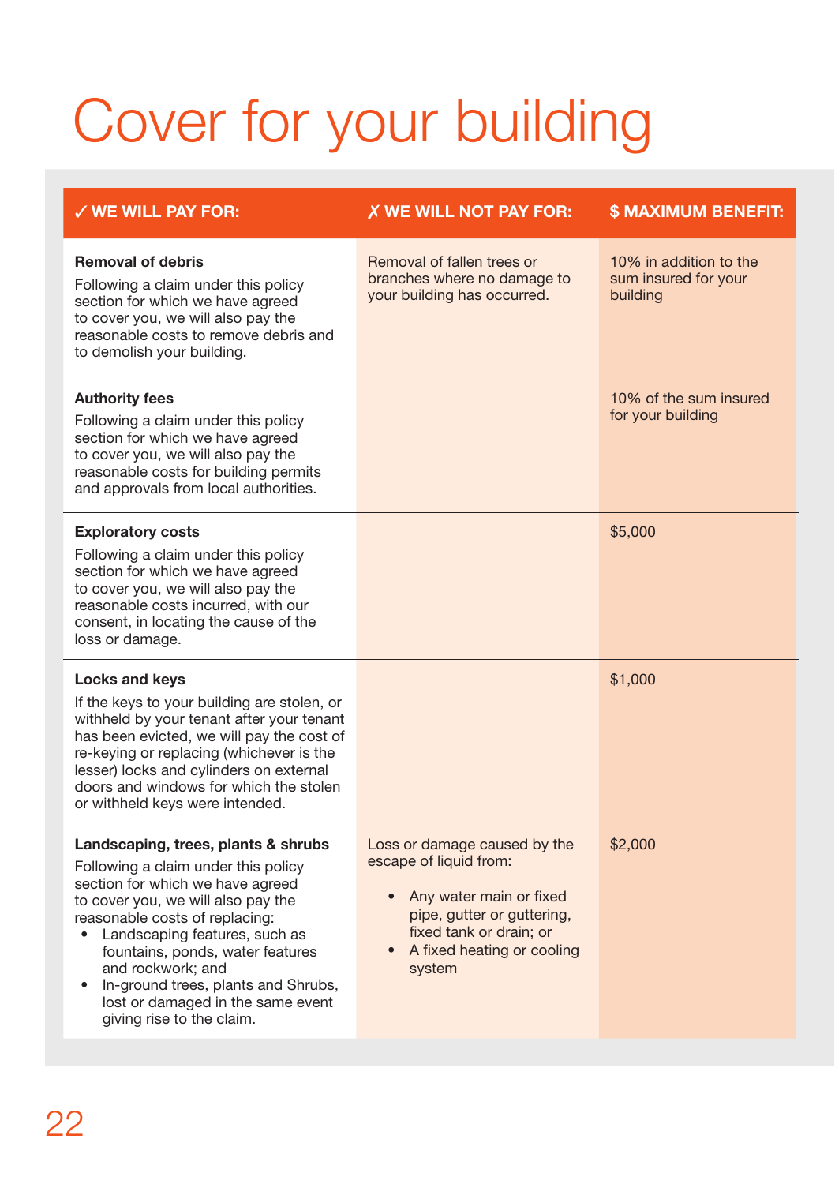# Cover for your building

| ✓ WE WILL PAY FOR: | ✗ WE WILL NOT PAY FOR: | $ MAXIMUM BENEFIT: |
| --- | --- | --- |
| **Removal of debris**<br>Following a claim under this policy section for which we have agreed to cover you, we will also pay the reasonable costs to remove debris and to demolish your building. | Removal of fallen trees or branches where no damage to your building has occurred. | 10% in addition to the sum insured for your building |
| **Authority fees**<br>Following a claim under this policy section for which we have agreed to cover you, we will also pay the reasonable costs for building permits and approvals from local authorities. | | 10% of the sum insured for your building |
| **Exploratory costs**<br>Following a claim under this policy section for which we have agreed to cover you, we will also pay the reasonable costs incurred, with our consent, in locating the cause of the loss or damage. | | $5,000 |
| **Locks and keys**<br>If the keys to your building are stolen, or withheld by your tenant after your tenant has been evicted, we will pay the cost of re-keying or replacing (whichever is the lesser) locks and cylinders on external doors and windows for which the stolen or withheld keys were intended. | | $1,000 |
| **Landscaping, trees, plants & shrubs**<br>Following a claim under this policy section for which we have agreed to cover you, we will also pay the reasonable costs of replacing:<br>• Landscaping features, such as fountains, ponds, water features and rockwork; and<br>• In-ground trees, plants and Shrubs, lost or damaged in the same event giving rise to the claim. | Loss or damage caused by the escape of liquid from:<br>• Any water main or fixed pipe, gutter or guttering, fixed tank or drain; or<br>• A fixed heating or cooling system | $2,000 |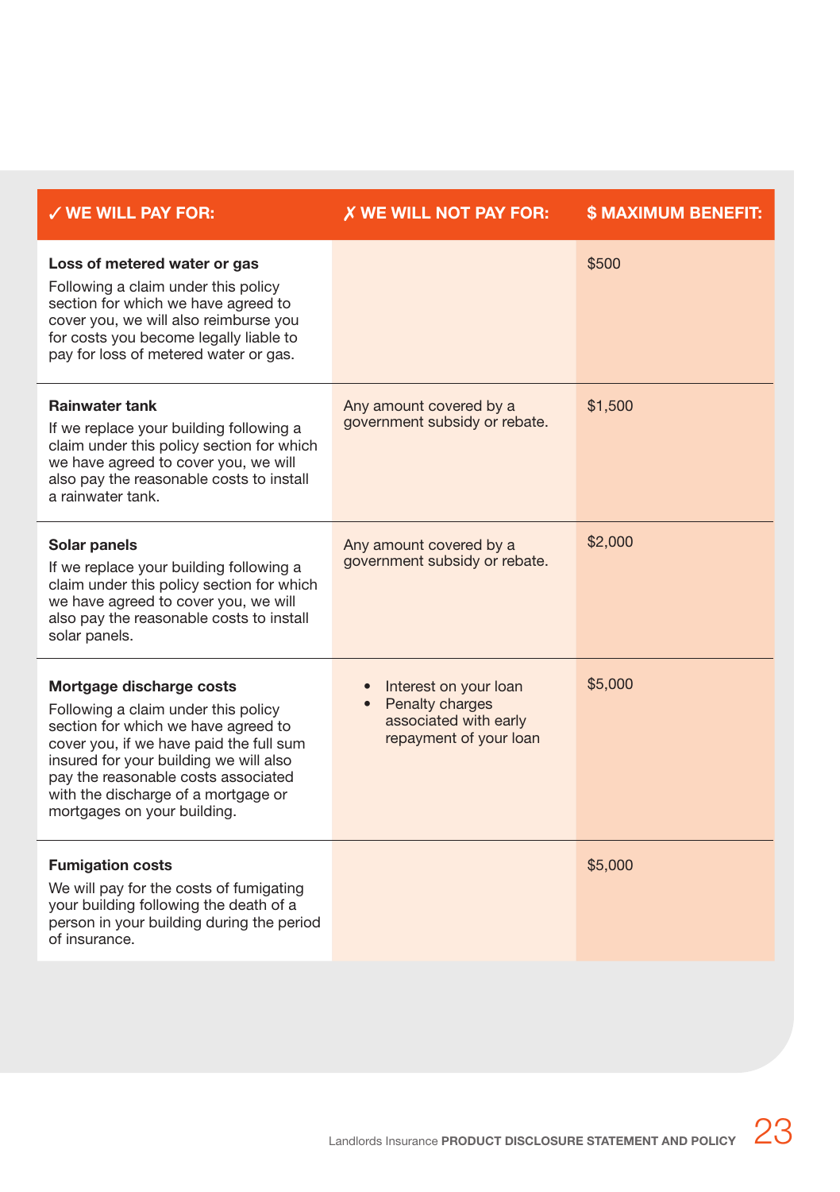| ✓ WE WILL PAY FOR: | ✗ WE WILL NOT PAY FOR: | $ MAXIMUM BENEFIT: |
|---|---|---|
| **Loss of metered water or gas**<br>Following a claim under this policy section for which we have agreed to cover you, we will also reimburse you for costs you become legally liable to pay for loss of metered water or gas. | | $500 |
| **Rainwater tank**<br>If we replace your building following a claim under this policy section for which we have agreed to cover you, we will also pay the reasonable costs to install a rainwater tank. | Any amount covered by a government subsidy or rebate. | $1,500 |
| **Solar panels**<br>If we replace your building following a claim under this policy section for which we have agreed to cover you, we will also pay the reasonable costs to install solar panels. | Any amount covered by a government subsidy or rebate. | $2,000 |
| **Mortgage discharge costs**<br>Following a claim under this policy section for which we have agreed to cover you, if we have paid the full sum insured for your building we will also pay the reasonable costs associated with the discharge of a mortgage or mortgages on your building. | • Interest on your loan<br>• Penalty charges associated with early repayment of your loan | $5,000 |
| **Fumigation costs**<br>We will pay for the costs of fumigating your building following the death of a person in your building during the period of insurance. | | $5,000 |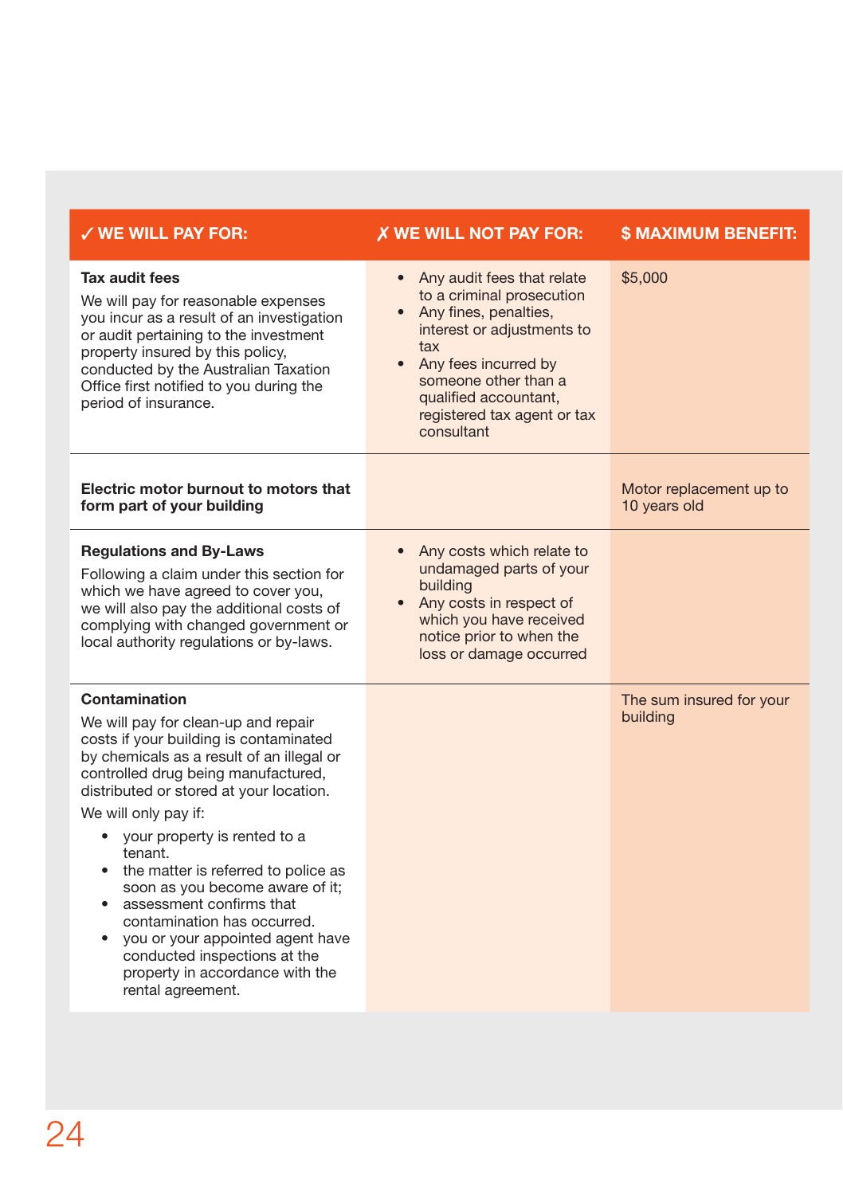| ✓ WE WILL PAY FOR: | ✗ WE WILL NOT PAY FOR: | $ MAXIMUM BENEFIT: |
|---|---|---|
| **Tax audit fees**<br>We will pay for reasonable expenses you incur as a result of an investigation or audit pertaining to the investment property insured by this policy, conducted by the Australian Taxation Office first notified to you during the period of insurance. | • Any audit fees that relate to a criminal prosecution<br>• Any fines, penalties, interest or adjustments to tax<br>• Any fees incurred by someone other than a qualified accountant, registered tax agent or tax consultant | $5,000 |
| **Electric motor burnout to motors that form part of your building** | | Motor replacement up to 10 years old |
| **Regulations and By-Laws**<br>Following a claim under this section for which we have agreed to cover you, we will also pay the additional costs of complying with changed government or local authority regulations or by-laws. | • Any costs which relate to undamaged parts of your building<br>• Any costs in respect of which you have received notice prior to when the loss or damage occurred | |
| **Contamination**<br>We will pay for clean-up and repair costs if your building is contaminated by chemicals as a result of an illegal or controlled drug being manufactured, distributed or stored at your location.<br>We will only pay if:<br>• your property is rented to a tenant.<br>• the matter is referred to police as soon as you become aware of it;<br>• assessment confirms that contamination has occurred.<br>• you or your appointed agent have conducted inspections at the property in accordance with the rental agreement. | | The sum insured for your building |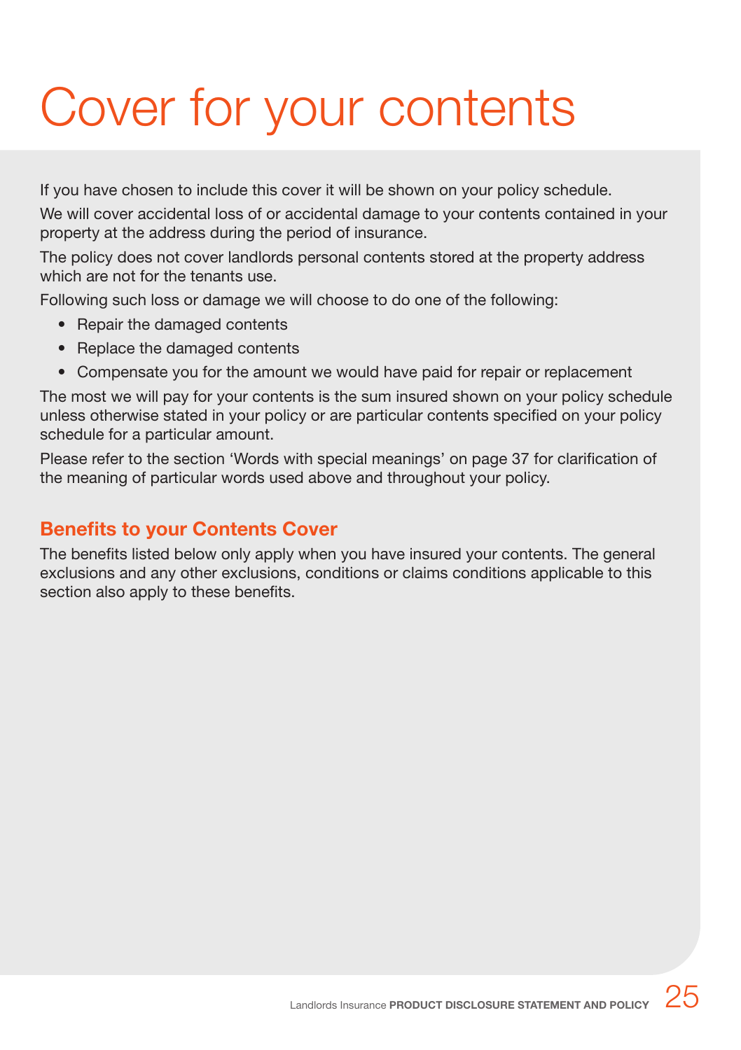# Cover for your contents

If you have chosen to include this cover it will be shown on your policy schedule.

We will cover accidental loss of or accidental damage to your contents contained in your property at the address during the period of insurance.

The policy does not cover landlords personal contents stored at the property address which are not for the tenants use.

Following such loss or damage we will choose to do one of the following:

- Repair the damaged contents
- Replace the damaged contents
- Compensate you for the amount we would have paid for repair or replacement

The most we will pay for your contents is the sum insured shown on your policy schedule unless otherwise stated in your policy or are particular contents specified on your policy schedule for a particular amount.

Please refer to the section 'Words with special meanings' on page 37 for clarification of the meaning of particular words used above and throughout your policy.

## Benefits to your Contents Cover

The benefits listed below only apply when you have insured your contents. The general exclusions and any other exclusions, conditions or claims conditions applicable to this section also apply to these benefits.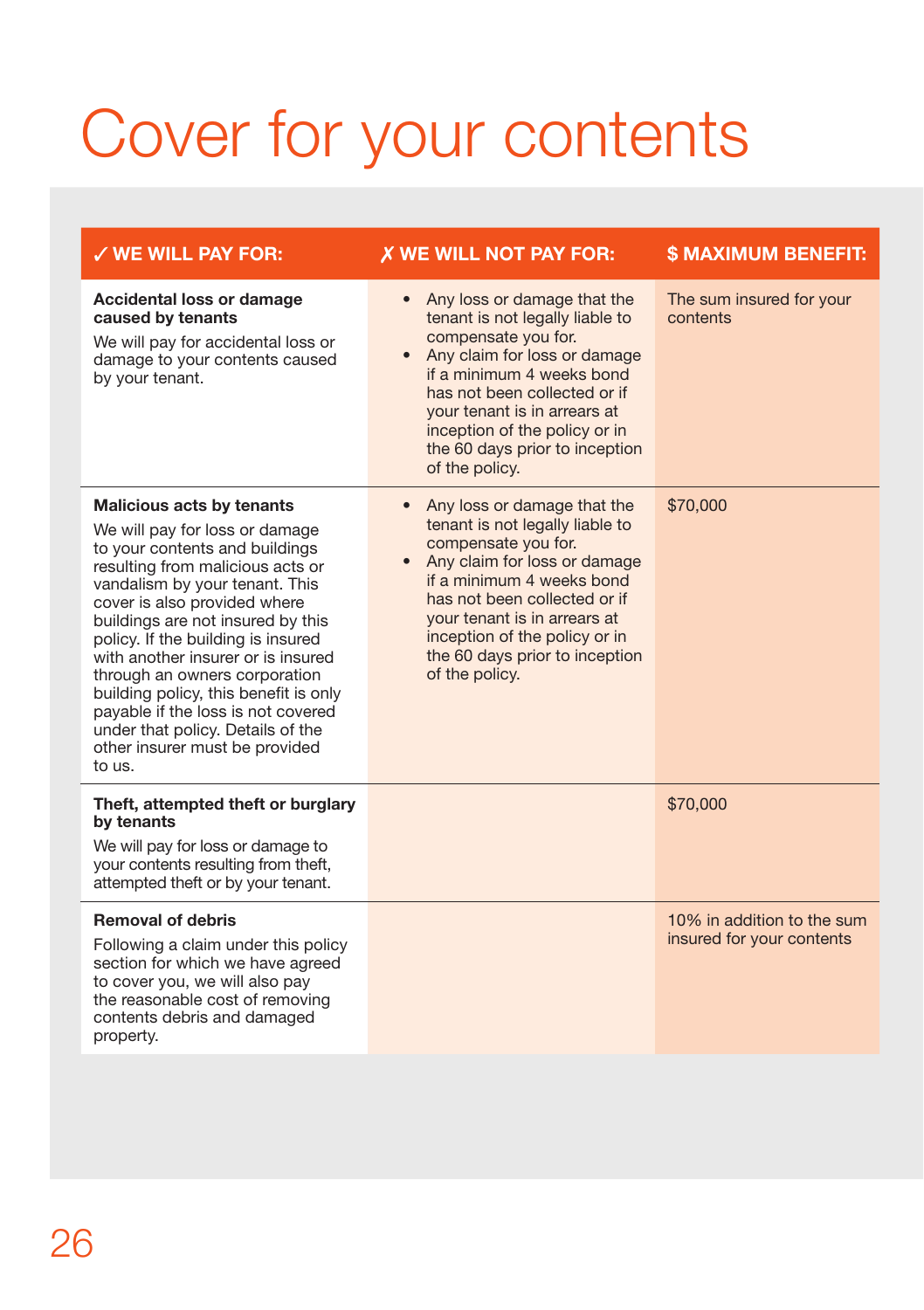# Cover for your contents

| ✓ WE WILL PAY FOR: | ✗ WE WILL NOT PAY FOR: | $ MAXIMUM BENEFIT: |
|---|---|---|
| **Accidental loss or damage caused by tenants**<br>We will pay for accidental loss or damage to your contents caused by your tenant. | • Any loss or damage that the tenant is not legally liable to compensate you for.<br>• Any claim for loss or damage if a minimum 4 weeks bond has not been collected or if your tenant is in arrears at inception of the policy or in the 60 days prior to inception of the policy. | The sum insured for your contents |
| **Malicious acts by tenants**<br>We will pay for loss or damage to your contents and buildings resulting from malicious acts or vandalism by your tenant. This cover is also provided where buildings are not insured by this policy. If the building is insured with another insurer or is insured through an owners corporation building policy, this benefit is only payable if the loss is not covered under that policy. Details of the other insurer must be provided to us. | • Any loss or damage that the tenant is not legally liable to compensate you for.<br>• Any claim for loss or damage if a minimum 4 weeks bond has not been collected or if your tenant is in arrears at inception of the policy or in the 60 days prior to inception of the policy. | $70,000 |
| **Theft, attempted theft or burglary by tenants**<br>We will pay for loss or damage to your contents resulting from theft, attempted theft or by your tenant. | | $70,000 |
| **Removal of debris**<br>Following a claim under this policy section for which we have agreed to cover you, we will also pay the reasonable cost of removing contents debris and damaged property. | | 10% in addition to the sum insured for your contents |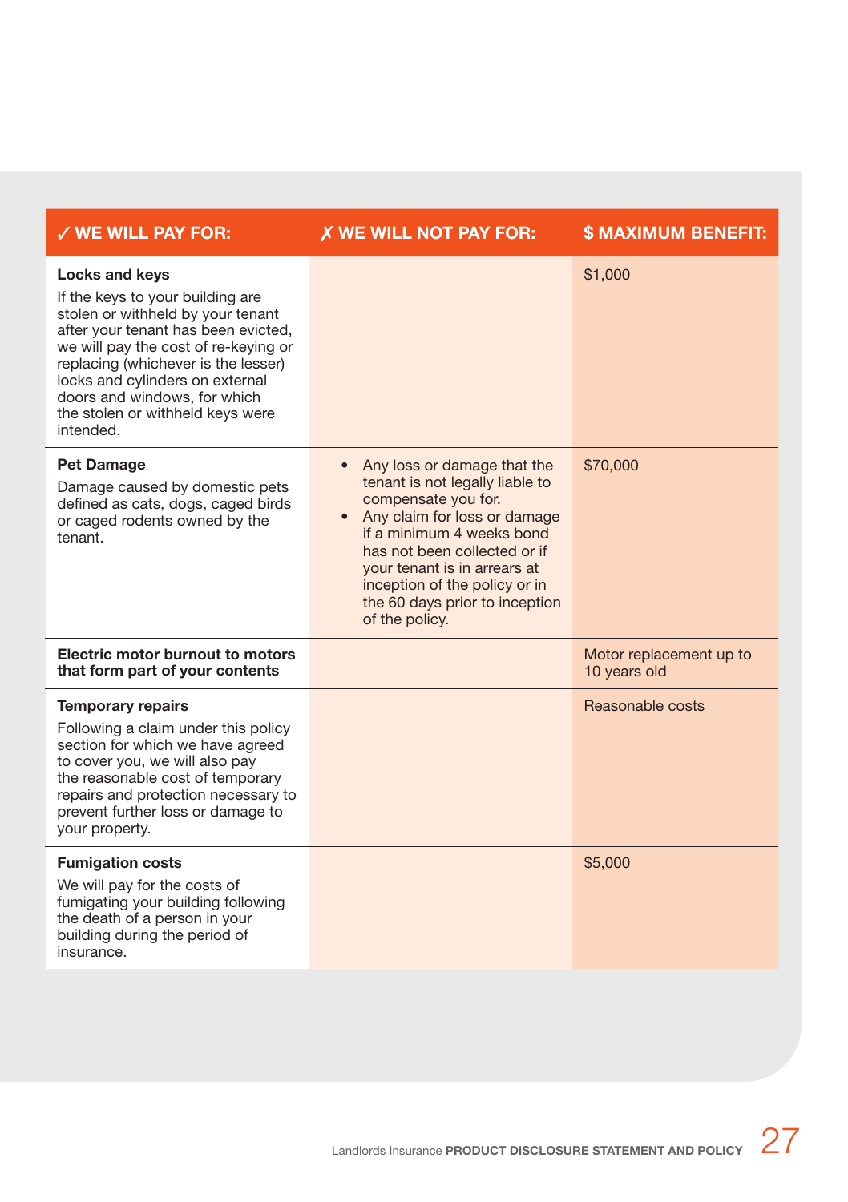| ✓ WE WILL PAY FOR: | ✗ WE WILL NOT PAY FOR: | $ MAXIMUM BENEFIT: |
|---|---|---|
| **Locks and keys**<br>If the keys to your building are stolen or withheld by your tenant after your tenant has been evicted, we will pay the cost of re-keying or replacing (whichever is the lesser) locks and cylinders on external doors and windows, for which the stolen or withheld keys were intended. | | $1,000 |
| **Pet Damage**<br>Damage caused by domestic pets defined as cats, dogs, caged birds or caged rodents owned by the tenant. | • Any loss or damage that the tenant is not legally liable to compensate you for.<br>• Any claim for loss or damage if a minimum 4 weeks bond has not been collected or if your tenant is in arrears at inception of the policy or in the 60 days prior to inception of the policy. | $70,000 |
| **Electric motor burnout to motors that form part of your contents** | | Motor replacement up to 10 years old |
| **Temporary repairs**<br>Following a claim under this policy section for which we have agreed to cover you, we will also pay the reasonable cost of temporary repairs and protection necessary to prevent further loss or damage to your property. | | Reasonable costs |
| **Fumigation costs**<br>We will pay for the costs of fumigating your building following the death of a person in your building during the period of insurance. | | $5,000 |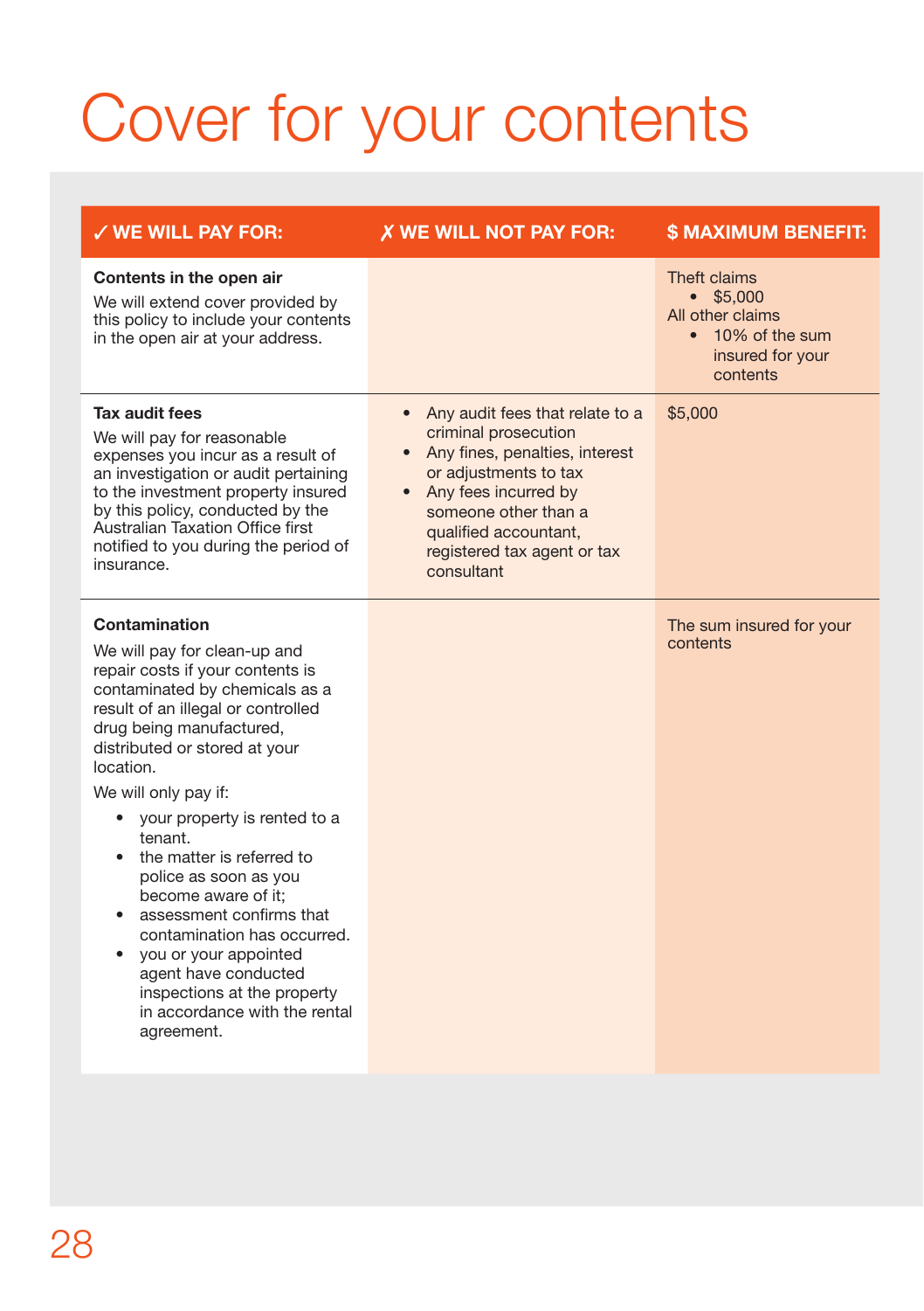# Cover for your contents

| ✓ WE WILL PAY FOR: | ✗ WE WILL NOT PAY FOR: | $ MAXIMUM BENEFIT: |
|---|---|---|
| **Contents in the open air**<br>We will extend cover provided by this policy to include your contents in the open air at your address. | | Theft claims<br>• $5,000<br>All other claims<br>• 10% of the sum insured for your contents |
| **Tax audit fees**<br>We will pay for reasonable expenses you incur as a result of an investigation or audit pertaining to the investment property insured by this policy, conducted by the Australian Taxation Office first notified to you during the period of insurance. | • Any audit fees that relate to a criminal prosecution<br>• Any fines, penalties, interest or adjustments to tax<br>• Any fees incurred by someone other than a qualified accountant, registered tax agent or tax consultant | $5,000 |
| **Contamination**<br>We will pay for clean-up and repair costs if your contents is contaminated by chemicals as a result of an illegal or controlled drug being manufactured, distributed or stored at your location.<br>We will only pay if:<br>• your property is rented to a tenant.<br>• the matter is referred to police as soon as you become aware of it;<br>• assessment confirms that contamination has occurred.<br>• you or your appointed agent have conducted inspections at the property in accordance with the rental agreement. | | The sum insured for your contents |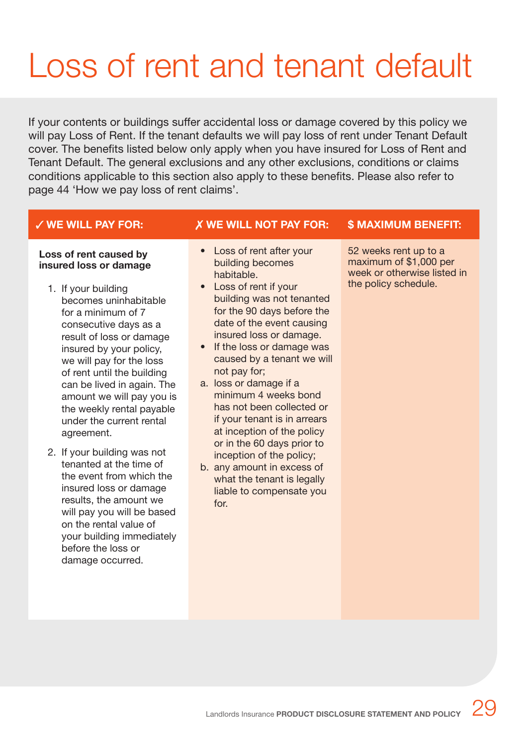# Loss of rent and tenant default

If your contents or buildings suffer accidental loss or damage covered by this policy we will pay Loss of Rent. If the tenant defaults we will pay loss of rent under Tenant Default cover. The benefits listed below only apply when you have insured for Loss of Rent and Tenant Default. The general exclusions and any other exclusions, conditions or claims conditions applicable to this section also apply to these benefits. Please also refer to page 44 'How we pay loss of rent claims'.

| ✓ WE WILL PAY FOR: | ✗ WE WILL NOT PAY FOR: | $ MAXIMUM BENEFIT: |
|---|---|---|
| **Loss of rent caused by insured loss or damage**<br><br>1. If your building becomes uninhabitable for a minimum of 7 consecutive days as a result of loss or damage insured by your policy, we will pay for the loss of rent until the building can be lived in again. The amount we will pay you is the weekly rental payable under the current rental agreement.<br><br>2. If your building was not tenanted at the time of the event from which the insured loss or damage results, the amount we will pay you will be based on the rental value of your building immediately before the loss or damage occurred. | • Loss of rent after your building becomes habitable.<br>• Loss of rent if your building was not tenanted for the 90 days before the date of the event causing insured loss or damage.<br>• If the loss or damage was caused by a tenant we will not pay for;<br>a. loss or damage if a minimum 4 weeks bond has not been collected or if your tenant is in arrears at inception of the policy or in the 60 days prior to inception of the policy;<br>b. any amount in excess of what the tenant is legally liable to compensate you for. | 52 weeks rent up to a maximum of $1,000 per week or otherwise listed in the policy schedule. |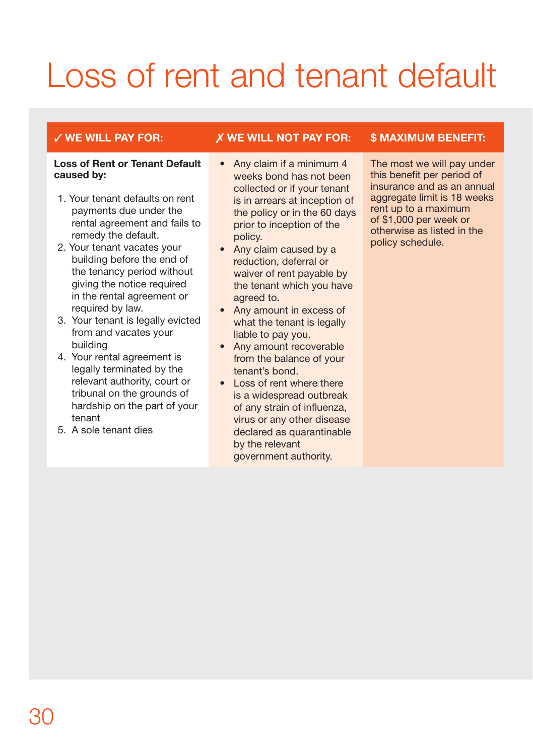# Loss of rent and tenant default

| ✓ WE WILL PAY FOR: | ✗ WE WILL NOT PAY FOR: | $ MAXIMUM BENEFIT: |
|---|---|---|
| **Loss of Rent or Tenant Default caused by:**<br><br>1. Your tenant defaults on rent payments due under the rental agreement and fails to remedy the default.<br>2. Your tenant vacates your building before the end of the tenancy period without giving the notice required in the rental agreement or required by law.<br>3. Your tenant is legally evicted from and vacates your building<br>4. Your rental agreement is legally terminated by the relevant authority, court or tribunal on the grounds of hardship on the part of your tenant<br>5. A sole tenant dies | • Any claim if a minimum 4 weeks bond has not been collected or if your tenant is in arrears at inception of the policy or in the 60 days prior to inception of the policy.<br>• Any claim caused by a reduction, deferral or waiver of rent payable by the tenant which you have agreed to.<br>• Any amount in excess of what the tenant is legally liable to pay you.<br>• Any amount recoverable from the balance of your tenant's bond.<br>• Loss of rent where there is a widespread outbreak of any strain of influenza, virus or any other disease declared as quarantinable by the relevant government authority. | The most we will pay under this benefit per period of insurance and as an annual aggregate limit is 18 weeks rent up to a maximum of $1,000 per week or otherwise as listed in the policy schedule. |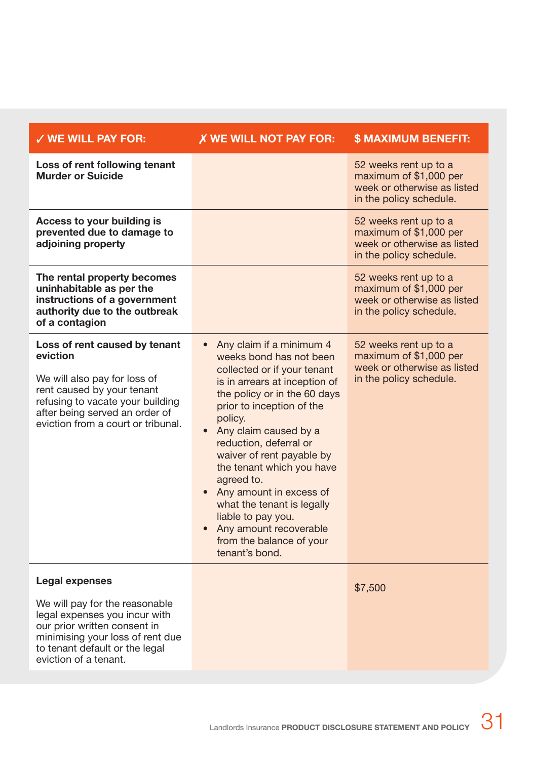| ✓ WE WILL PAY FOR: | ✗ WE WILL NOT PAY FOR: | $ MAXIMUM BENEFIT: |
|---|---|---|
| **Loss of rent following tenant Murder or Suicide** | | 52 weeks rent up to a maximum of $1,000 per week or otherwise as listed in the policy schedule. |
| **Access to your building is prevented due to damage to adjoining property** | | 52 weeks rent up to a maximum of $1,000 per week or otherwise as listed in the policy schedule. |
| **The rental property becomes uninhabitable as per the instructions of a government authority due to the outbreak of a contagion** | | 52 weeks rent up to a maximum of $1,000 per week or otherwise as listed in the policy schedule. |
| **Loss of rent caused by tenant eviction**<br><br>We will also pay for loss of rent caused by your tenant refusing to vacate your building after being served an order of eviction from a court or tribunal. | • Any claim if a minimum 4 weeks bond has not been collected or if your tenant is in arrears at inception of the policy or in the 60 days prior to inception of the policy.<br>• Any claim caused by a reduction, deferral or waiver of rent payable by the tenant which you have agreed to.<br>• Any amount in excess of what the tenant is legally liable to pay you.<br>• Any amount recoverable from the balance of your tenant's bond. | 52 weeks rent up to a maximum of $1,000 per week or otherwise as listed in the policy schedule. |
| **Legal expenses**<br><br>We will pay for the reasonable legal expenses you incur with our prior written consent in minimising your loss of rent due to tenant default or the legal eviction of a tenant. | | $7,500 |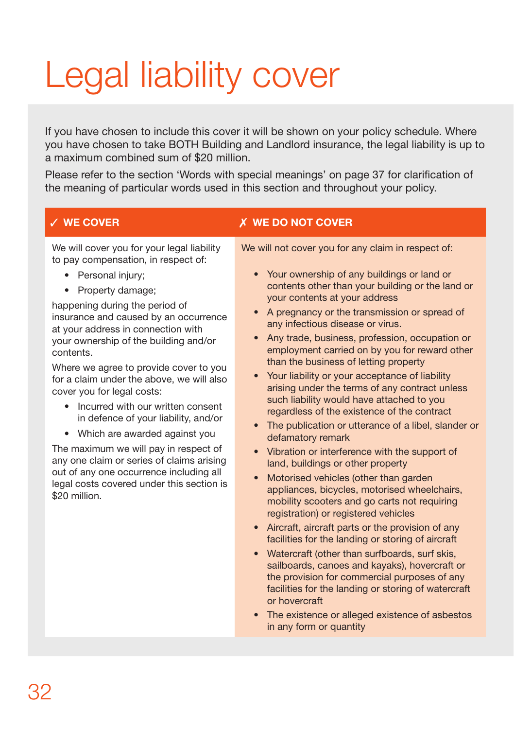# Legal liability cover

If you have chosen to include this cover it will be shown on your policy schedule. Where you have chosen to take BOTH Building and Landlord insurance, the legal liability is up to a maximum combined sum of $20 million.

Please refer to the section 'Words with special meanings' on page 37 for clarification of the meaning of particular words used in this section and throughout your policy.

## ✓ WE COVER

We will cover you for your legal liability to pay compensation, in respect of:

- Personal injury;
- Property damage;

happening during the period of insurance and caused by an occurrence at your address in connection with your ownership of the building and/or contents.

Where we agree to provide cover to you for a claim under the above, we will also cover you for legal costs:

- Incurred with our written consent in defence of your liability, and/or
- Which are awarded against you

The maximum we will pay in respect of any one claim or series of claims arising out of any one occurrence including all legal costs covered under this section is $20 million.

## ✗ WE DO NOT COVER

We will not cover you for any claim in respect of:

- Your ownership of any buildings or land or contents other than your building or the land or your contents at your address
- A pregnancy or the transmission or spread of any infectious disease or virus.
- Any trade, business, profession, occupation or employment carried on by you for reward other than the business of letting property
- Your liability or your acceptance of liability arising under the terms of any contract unless such liability would have attached to you regardless of the existence of the contract
- The publication or utterance of a libel, slander or defamatory remark
- Vibration or interference with the support of land, buildings or other property
- Motorised vehicles (other than garden appliances, bicycles, motorised wheelchairs, mobility scooters and go carts not requiring registration) or registered vehicles
- Aircraft, aircraft parts or the provision of any facilities for the landing or storing of aircraft
- Watercraft (other than surfboards, surf skis, sailboards, canoes and kayaks), hovercraft or the provision for commercial purposes of any facilities for the landing or storing of watercraft or hovercraft
- The existence or alleged existence of asbestos in any form or quantity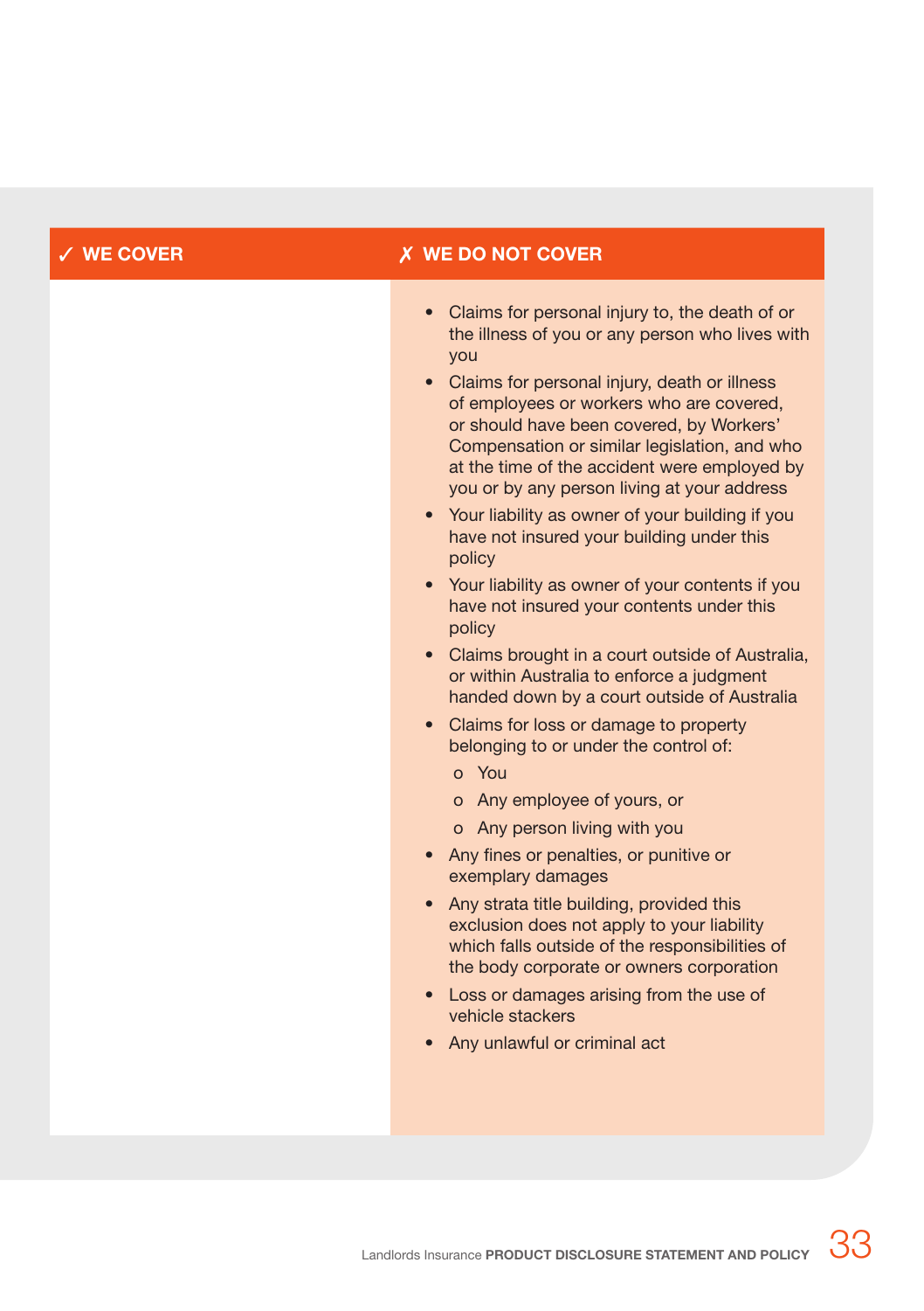| ✓ WE COVER | ✗ WE DO NOT COVER |
| --- | --- |
| | • Claims for personal injury to, the death of or the illness of you or any person who lives with you<br>• Claims for personal injury, death or illness of employees or workers who are covered, or should have been covered, by Workers' Compensation or similar legislation, and who at the time of the accident were employed by you or by any person living at your address<br>• Your liability as owner of your building if you have not insured your building under this policy<br>• Your liability as owner of your contents if you have not insured your contents under this policy<br>• Claims brought in a court outside of Australia, or within Australia to enforce a judgment handed down by a court outside of Australia<br>• Claims for loss or damage to property belonging to or under the control of:<br>  o You<br>  o Any employee of yours, or<br>  o Any person living with you<br>• Any fines or penalties, or punitive or exemplary damages<br>• Any strata title building, provided this exclusion does not apply to your liability which falls outside of the responsibilities of the body corporate or owners corporation<br>• Loss or damages arising from the use of vehicle stackers<br>• Any unlawful or criminal act |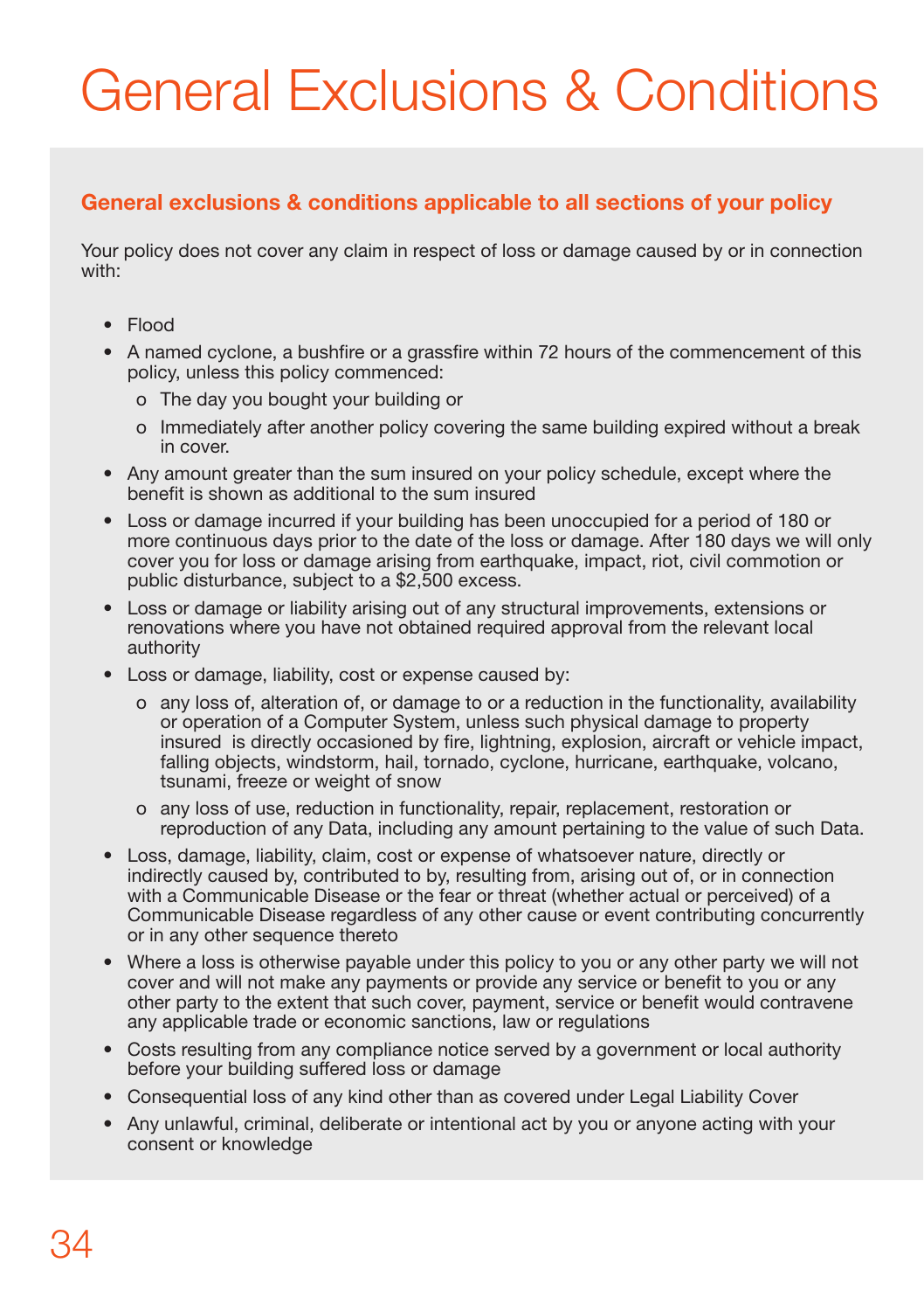# General Exclusions & Conditions

## General exclusions & conditions applicable to all sections of your policy

Your policy does not cover any claim in respect of loss or damage caused by or in connection with:

- Flood
- A named cyclone, a bushfire or a grassfire within 72 hours of the commencement of this policy, unless this policy commenced:
  - The day you bought your building or
  - Immediately after another policy covering the same building expired without a break in cover.
- Any amount greater than the sum insured on your policy schedule, except where the benefit is shown as additional to the sum insured
- Loss or damage incurred if your building has been unoccupied for a period of 180 or more continuous days prior to the date of the loss or damage. After 180 days we will only cover you for loss or damage arising from earthquake, impact, riot, civil commotion or public disturbance, subject to a $2,500 excess.
- Loss or damage or liability arising out of any structural improvements, extensions or renovations where you have not obtained required approval from the relevant local authority
- Loss or damage, liability, cost or expense caused by:
  - any loss of, alteration of, or damage to or a reduction in the functionality, availability or operation of a Computer System, unless such physical damage to property insured is directly occasioned by fire, lightning, explosion, aircraft or vehicle impact, falling objects, windstorm, hail, tornado, cyclone, hurricane, earthquake, volcano, tsunami, freeze or weight of snow
  - any loss of use, reduction in functionality, repair, replacement, restoration or reproduction of any Data, including any amount pertaining to the value of such Data.
- Loss, damage, liability, claim, cost or expense of whatsoever nature, directly or indirectly caused by, contributed to by, resulting from, arising out of, or in connection with a Communicable Disease or the fear or threat (whether actual or perceived) of a Communicable Disease regardless of any other cause or event contributing concurrently or in any other sequence thereto
- Where a loss is otherwise payable under this policy to you or any other party we will not cover and will not make any payments or provide any service or benefit to you or any other party to the extent that such cover, payment, service or benefit would contravene any applicable trade or economic sanctions, law or regulations
- Costs resulting from any compliance notice served by a government or local authority before your building suffered loss or damage
- Consequential loss of any kind other than as covered under Legal Liability Cover
- Any unlawful, criminal, deliberate or intentional act by you or anyone acting with your consent or knowledge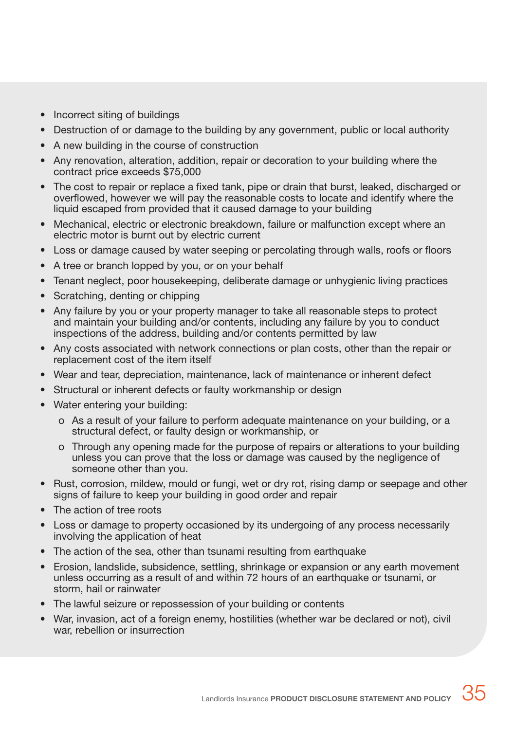- Incorrect siting of buildings
- Destruction of or damage to the building by any government, public or local authority
- A new building in the course of construction
- Any renovation, alteration, addition, repair or decoration to your building where the contract price exceeds $75,000
- The cost to repair or replace a fixed tank, pipe or drain that burst, leaked, discharged or overflowed, however we will pay the reasonable costs to locate and identify where the liquid escaped from provided that it caused damage to your building
- Mechanical, electric or electronic breakdown, failure or malfunction except where an electric motor is burnt out by electric current
- Loss or damage caused by water seeping or percolating through walls, roofs or floors
- A tree or branch lopped by you, or on your behalf
- Tenant neglect, poor housekeeping, deliberate damage or unhygienic living practices
- Scratching, denting or chipping
- Any failure by you or your property manager to take all reasonable steps to protect and maintain your building and/or contents, including any failure by you to conduct inspections of the address, building and/or contents permitted by law
- Any costs associated with network connections or plan costs, other than the repair or replacement cost of the item itself
- Wear and tear, depreciation, maintenance, lack of maintenance or inherent defect
- Structural or inherent defects or faulty workmanship or design
- Water entering your building:
  - As a result of your failure to perform adequate maintenance on your building, or a structural defect, or faulty design or workmanship, or
  - Through any opening made for the purpose of repairs or alterations to your building unless you can prove that the loss or damage was caused by the negligence of someone other than you.
- Rust, corrosion, mildew, mould or fungi, wet or dry rot, rising damp or seepage and other signs of failure to keep your building in good order and repair
- The action of tree roots
- Loss or damage to property occasioned by its undergoing of any process necessarily involving the application of heat
- The action of the sea, other than tsunami resulting from earthquake
- Erosion, landslide, subsidence, settling, shrinkage or expansion or any earth movement unless occurring as a result of and within 72 hours of an earthquake or tsunami, or storm, hail or rainwater
- The lawful seizure or repossession of your building or contents
- War, invasion, act of a foreign enemy, hostilities (whether war be declared or not), civil war, rebellion or insurrection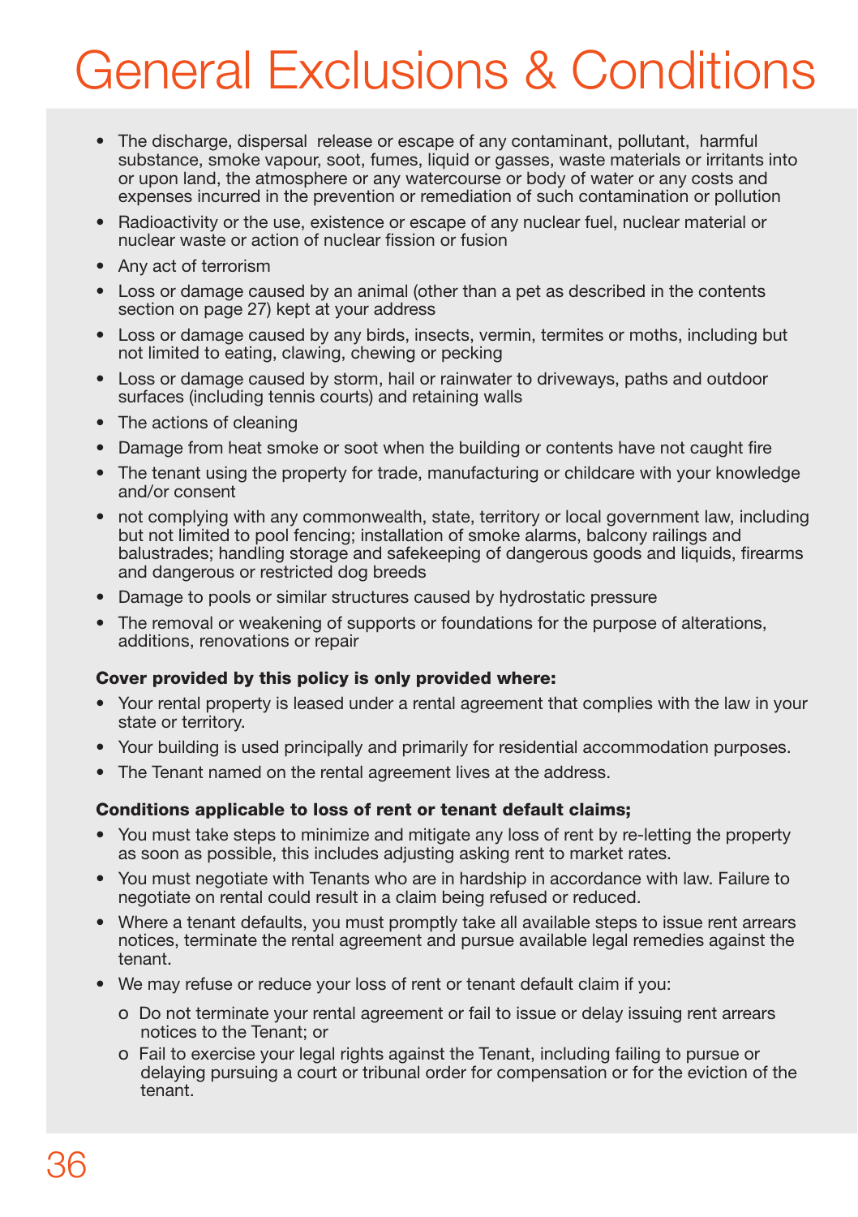# General Exclusions & Conditions

- The discharge, dispersal release or escape of any contaminant, pollutant, harmful substance, smoke vapour, soot, fumes, liquid or gasses, waste materials or irritants into or upon land, the atmosphere or any watercourse or body of water or any costs and expenses incurred in the prevention or remediation of such contamination or pollution
- Radioactivity or the use, existence or escape of any nuclear fuel, nuclear material or nuclear waste or action of nuclear fission or fusion
- Any act of terrorism
- Loss or damage caused by an animal (other than a pet as described in the contents section on page 27) kept at your address
- Loss or damage caused by any birds, insects, vermin, termites or moths, including but not limited to eating, clawing, chewing or pecking
- Loss or damage caused by storm, hail or rainwater to driveways, paths and outdoor surfaces (including tennis courts) and retaining walls
- The actions of cleaning
- Damage from heat smoke or soot when the building or contents have not caught fire
- The tenant using the property for trade, manufacturing or childcare with your knowledge and/or consent
- not complying with any commonwealth, state, territory or local government law, including but not limited to pool fencing; installation of smoke alarms, balcony railings and balustrades; handling storage and safekeeping of dangerous goods and liquids, firearms and dangerous or restricted dog breeds
- Damage to pools or similar structures caused by hydrostatic pressure
- The removal or weakening of supports or foundations for the purpose of alterations, additions, renovations or repair

**Cover provided by this policy is only provided where:**

- Your rental property is leased under a rental agreement that complies with the law in your state or territory.
- Your building is used principally and primarily for residential accommodation purposes.
- The Tenant named on the rental agreement lives at the address.

**Conditions applicable to loss of rent or tenant default claims;**

- You must take steps to minimize and mitigate any loss of rent by re-letting the property as soon as possible, this includes adjusting asking rent to market rates.
- You must negotiate with Tenants who are in hardship in accordance with law. Failure to negotiate on rental could result in a claim being refused or reduced.
- Where a tenant defaults, you must promptly take all available steps to issue rent arrears notices, terminate the rental agreement and pursue available legal remedies against the tenant.
- We may refuse or reduce your loss of rent or tenant default claim if you:
  - Do not terminate your rental agreement or fail to issue or delay issuing rent arrears notices to the Tenant; or
  - Fail to exercise your legal rights against the Tenant, including failing to pursue or delaying pursuing a court or tribunal order for compensation or for the eviction of the tenant.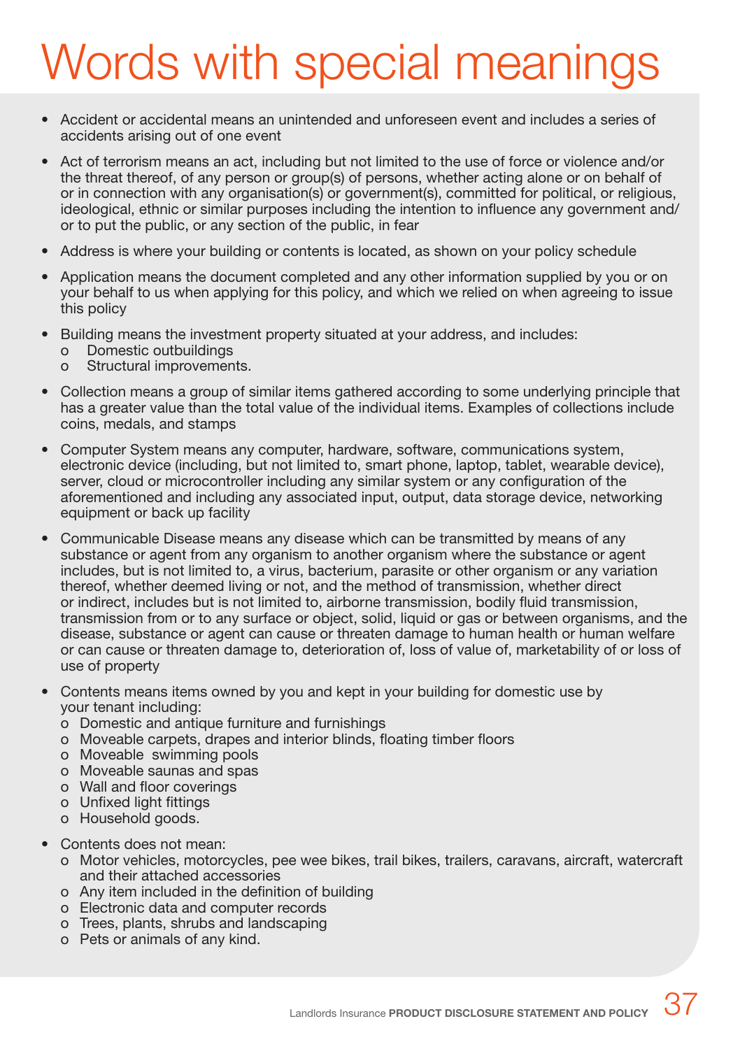# Words with special meanings

- Accident or accidental means an unintended and unforeseen event and includes a series of accidents arising out of one event
- Act of terrorism means an act, including but not limited to the use of force or violence and/or the threat thereof, of any person or group(s) of persons, whether acting alone or on behalf of or in connection with any organisation(s) or government(s), committed for political, or religious, ideological, ethnic or similar purposes including the intention to influence any government and/or to put the public, or any section of the public, in fear
- Address is where your building or contents is located, as shown on your policy schedule
- Application means the document completed and any other information supplied by you or on your behalf to us when applying for this policy, and which we relied on when agreeing to issue this policy
- Building means the investment property situated at your address, and includes:
  - Domestic outbuildings
  - Structural improvements.
- Collection means a group of similar items gathered according to some underlying principle that has a greater value than the total value of the individual items. Examples of collections include coins, medals, and stamps
- Computer System means any computer, hardware, software, communications system, electronic device (including, but not limited to, smart phone, laptop, tablet, wearable device), server, cloud or microcontroller including any similar system or any configuration of the aforementioned and including any associated input, output, data storage device, networking equipment or back up facility
- Communicable Disease means any disease which can be transmitted by means of any substance or agent from any organism to another organism where the substance or agent includes, but is not limited to, a virus, bacterium, parasite or other organism or any variation thereof, whether deemed living or not, and the method of transmission, whether direct or indirect, includes but is not limited to, airborne transmission, bodily fluid transmission, transmission from or to any surface or object, solid, liquid or gas or between organisms, and the disease, substance or agent can cause or threaten damage to human health or human welfare or can cause or threaten damage to, deterioration of, loss of value of, marketability of or loss of use of property
- Contents means items owned by you and kept in your building for domestic use by your tenant including:
  - Domestic and antique furniture and furnishings
  - Moveable carpets, drapes and interior blinds, floating timber floors
  - Moveable swimming pools
  - Moveable saunas and spas
  - Wall and floor coverings
  - Unfixed light fittings
  - Household goods.
- Contents does not mean:
  - Motor vehicles, motorcycles, pee wee bikes, trail bikes, trailers, caravans, aircraft, watercraft and their attached accessories
  - Any item included in the definition of building
  - Electronic data and computer records
  - Trees, plants, shrubs and landscaping
  - Pets or animals of any kind.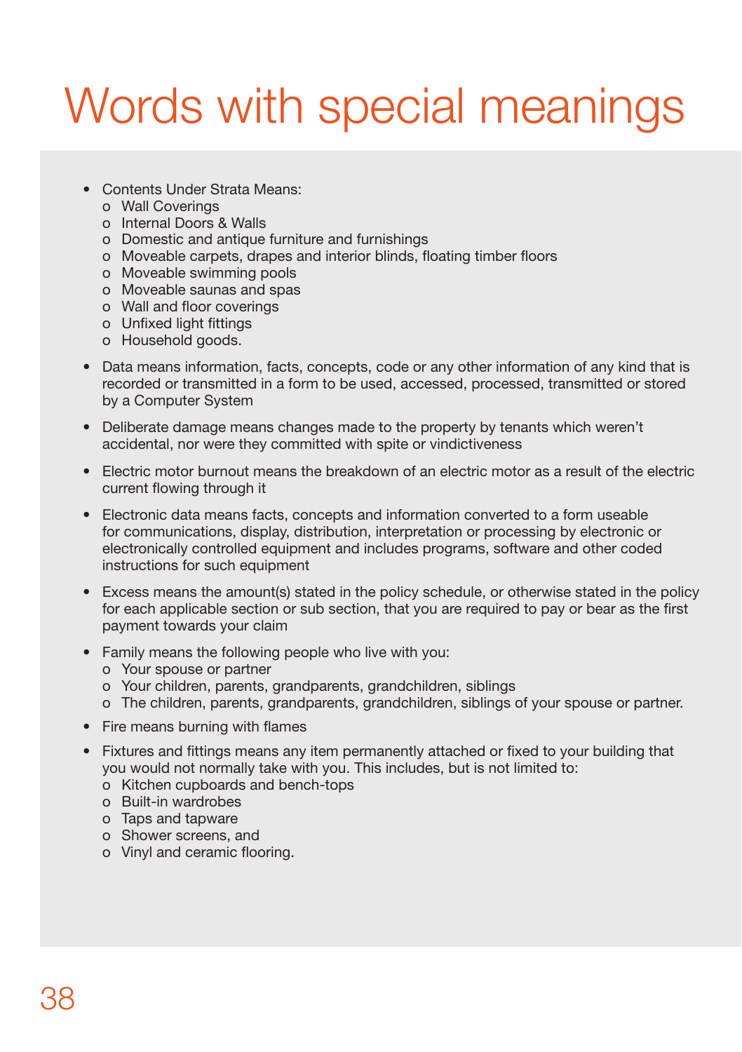# Words with special meanings

- Contents Under Strata Means:
  - Wall Coverings
  - Internal Doors & Walls
  - Domestic and antique furniture and furnishings
  - Moveable carpets, drapes and interior blinds, floating timber floors
  - Moveable swimming pools
  - Moveable saunas and spas
  - Wall and floor coverings
  - Unfixed light fittings
  - Household goods.
- Data means information, facts, concepts, code or any other information of any kind that is recorded or transmitted in a form to be used, accessed, processed, transmitted or stored by a Computer System
- Deliberate damage means changes made to the property by tenants which weren't accidental, nor were they committed with spite or vindictiveness
- Electric motor burnout means the breakdown of an electric motor as a result of the electric current flowing through it
- Electronic data means facts, concepts and information converted to a form useable for communications, display, distribution, interpretation or processing by electronic or electronically controlled equipment and includes programs, software and other coded instructions for such equipment
- Excess means the amount(s) stated in the policy schedule, or otherwise stated in the policy for each applicable section or sub section, that you are required to pay or bear as the first payment towards your claim
- Family means the following people who live with you:
  - Your spouse or partner
  - Your children, parents, grandparents, grandchildren, siblings
  - The children, parents, grandparents, grandchildren, siblings of your spouse or partner.
- Fire means burning with flames
- Fixtures and fittings means any item permanently attached or fixed to your building that you would not normally take with you. This includes, but is not limited to:
  - Kitchen cupboards and bench-tops
  - Built-in wardrobes
  - Taps and tapware
  - Shower screens, and
  - Vinyl and ceramic flooring.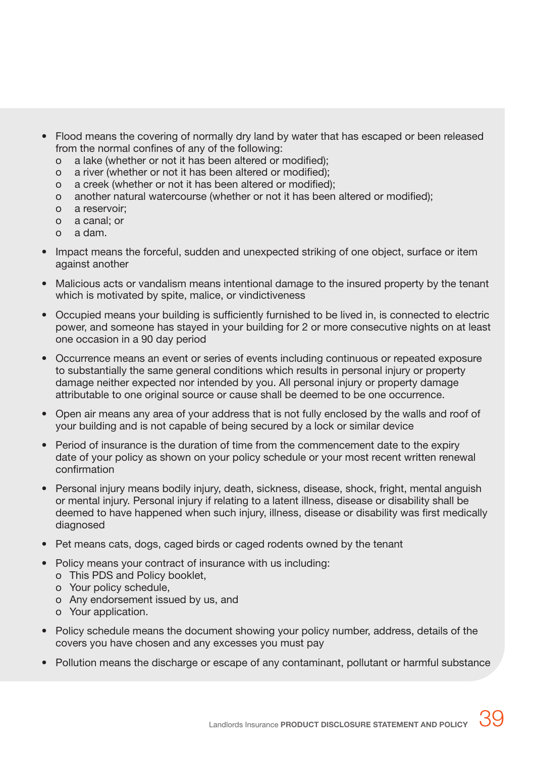- Flood means the covering of normally dry land by water that has escaped or been released from the normal confines of any of the following:
  - a lake (whether or not it has been altered or modified);
  - a river (whether or not it has been altered or modified);
  - a creek (whether or not it has been altered or modified);
  - another natural watercourse (whether or not it has been altered or modified);
  - a reservoir;
  - a canal; or
  - a dam.
- Impact means the forceful, sudden and unexpected striking of one object, surface or item against another
- Malicious acts or vandalism means intentional damage to the insured property by the tenant which is motivated by spite, malice, or vindictiveness
- Occupied means your building is sufficiently furnished to be lived in, is connected to electric power, and someone has stayed in your building for 2 or more consecutive nights on at least one occasion in a 90 day period
- Occurrence means an event or series of events including continuous or repeated exposure to substantially the same general conditions which results in personal injury or property damage neither expected nor intended by you. All personal injury or property damage attributable to one original source or cause shall be deemed to be one occurrence.
- Open air means any area of your address that is not fully enclosed by the walls and roof of your building and is not capable of being secured by a lock or similar device
- Period of insurance is the duration of time from the commencement date to the expiry date of your policy as shown on your policy schedule or your most recent written renewal confirmation
- Personal injury means bodily injury, death, sickness, disease, shock, fright, mental anguish or mental injury. Personal injury if relating to a latent illness, disease or disability shall be deemed to have happened when such injury, illness, disease or disability was first medically diagnosed
- Pet means cats, dogs, caged birds or caged rodents owned by the tenant
- Policy means your contract of insurance with us including:
  - This PDS and Policy booklet,
  - Your policy schedule,
  - Any endorsement issued by us, and
  - Your application.
- Policy schedule means the document showing your policy number, address, details of the covers you have chosen and any excesses you must pay
- Pollution means the discharge or escape of any contaminant, pollutant or harmful substance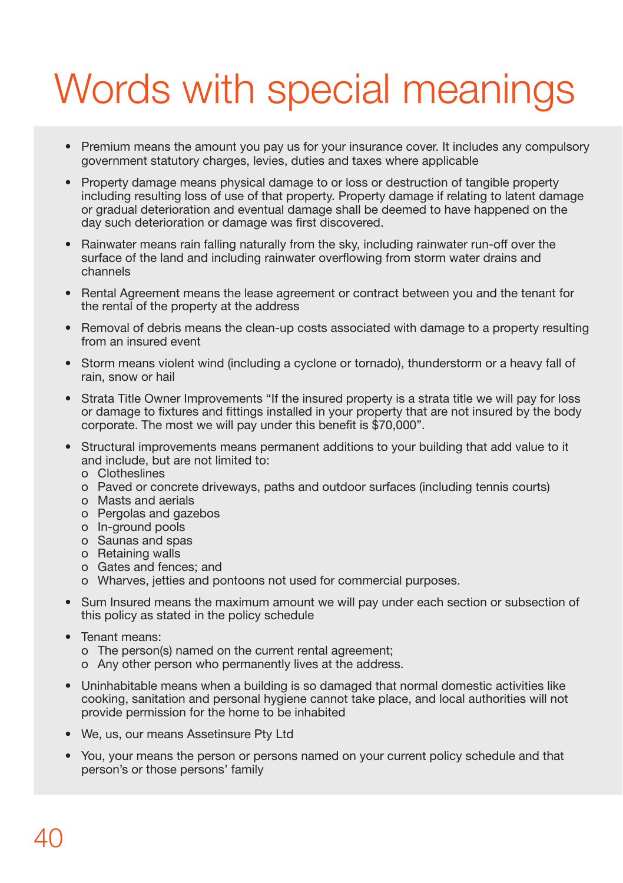# Words with special meanings

- Premium means the amount you pay us for your insurance cover. It includes any compulsory government statutory charges, levies, duties and taxes where applicable
- Property damage means physical damage to or loss or destruction of tangible property including resulting loss of use of that property. Property damage if relating to latent damage or gradual deterioration and eventual damage shall be deemed to have happened on the day such deterioration or damage was first discovered.
- Rainwater means rain falling naturally from the sky, including rainwater run-off over the surface of the land and including rainwater overflowing from storm water drains and channels
- Rental Agreement means the lease agreement or contract between you and the tenant for the rental of the property at the address
- Removal of debris means the clean-up costs associated with damage to a property resulting from an insured event
- Storm means violent wind (including a cyclone or tornado), thunderstorm or a heavy fall of rain, snow or hail
- Strata Title Owner Improvements "If the insured property is a strata title we will pay for loss or damage to fixtures and fittings installed in your property that are not insured by the body corporate. The most we will pay under this benefit is $70,000".
- Structural improvements means permanent additions to your building that add value to it and include, but are not limited to:
  - Clotheslines
  - Paved or concrete driveways, paths and outdoor surfaces (including tennis courts)
  - Masts and aerials
  - Pergolas and gazebos
  - In-ground pools
  - Saunas and spas
  - Retaining walls
  - Gates and fences; and
  - Wharves, jetties and pontoons not used for commercial purposes.
- Sum Insured means the maximum amount we will pay under each section or subsection of this policy as stated in the policy schedule
- Tenant means:
  - The person(s) named on the current rental agreement;
  - Any other person who permanently lives at the address.
- Uninhabitable means when a building is so damaged that normal domestic activities like cooking, sanitation and personal hygiene cannot take place, and local authorities will not provide permission for the home to be inhabited
- We, us, our means Assetinsure Pty Ltd
- You, your means the person or persons named on your current policy schedule and that person's or those persons' family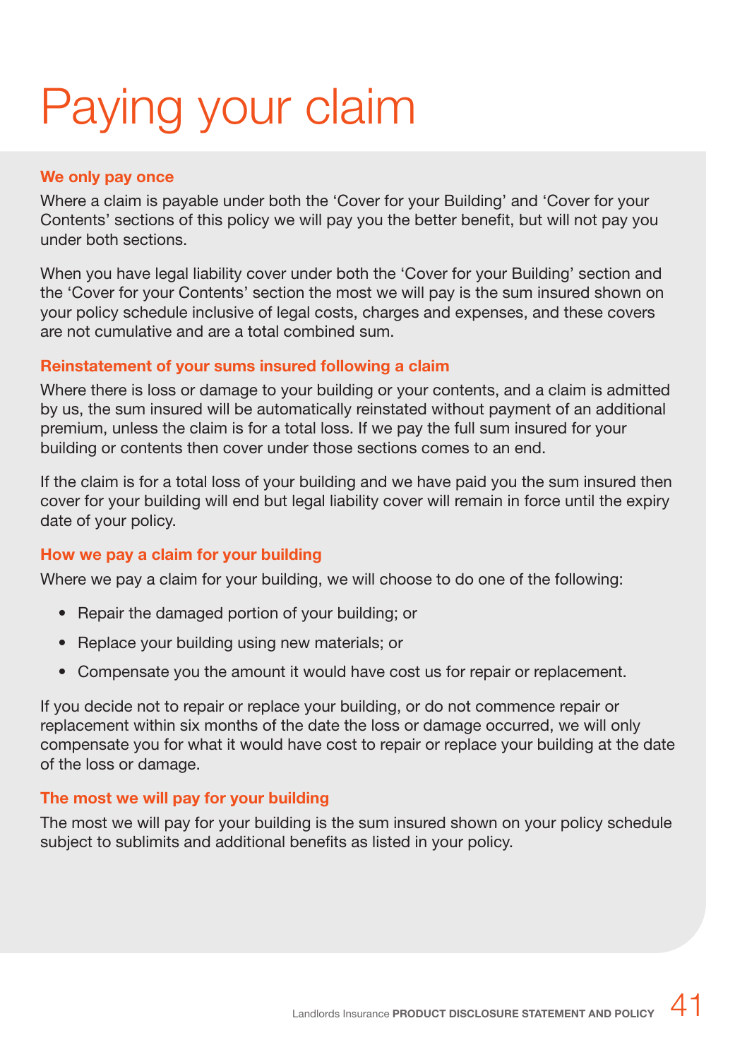# Paying your claim

### We only pay once

Where a claim is payable under both the 'Cover for your Building' and 'Cover for your Contents' sections of this policy we will pay you the better benefit, but will not pay you under both sections.

When you have legal liability cover under both the 'Cover for your Building' section and the 'Cover for your Contents' section the most we will pay is the sum insured shown on your policy schedule inclusive of legal costs, charges and expenses, and these covers are not cumulative and are a total combined sum.

### Reinstatement of your sums insured following a claim

Where there is loss or damage to your building or your contents, and a claim is admitted by us, the sum insured will be automatically reinstated without payment of an additional premium, unless the claim is for a total loss. If we pay the full sum insured for your building or contents then cover under those sections comes to an end.

If the claim is for a total loss of your building and we have paid you the sum insured then cover for your building will end but legal liability cover will remain in force until the expiry date of your policy.

### How we pay a claim for your building

Where we pay a claim for your building, we will choose to do one of the following:

- Repair the damaged portion of your building; or
- Replace your building using new materials; or
- Compensate you the amount it would have cost us for repair or replacement.

If you decide not to repair or replace your building, or do not commence repair or replacement within six months of the date the loss or damage occurred, we will only compensate you for what it would have cost to repair or replace your building at the date of the loss or damage.

### The most we will pay for your building

The most we will pay for your building is the sum insured shown on your policy schedule subject to sublimits and additional benefits as listed in your policy.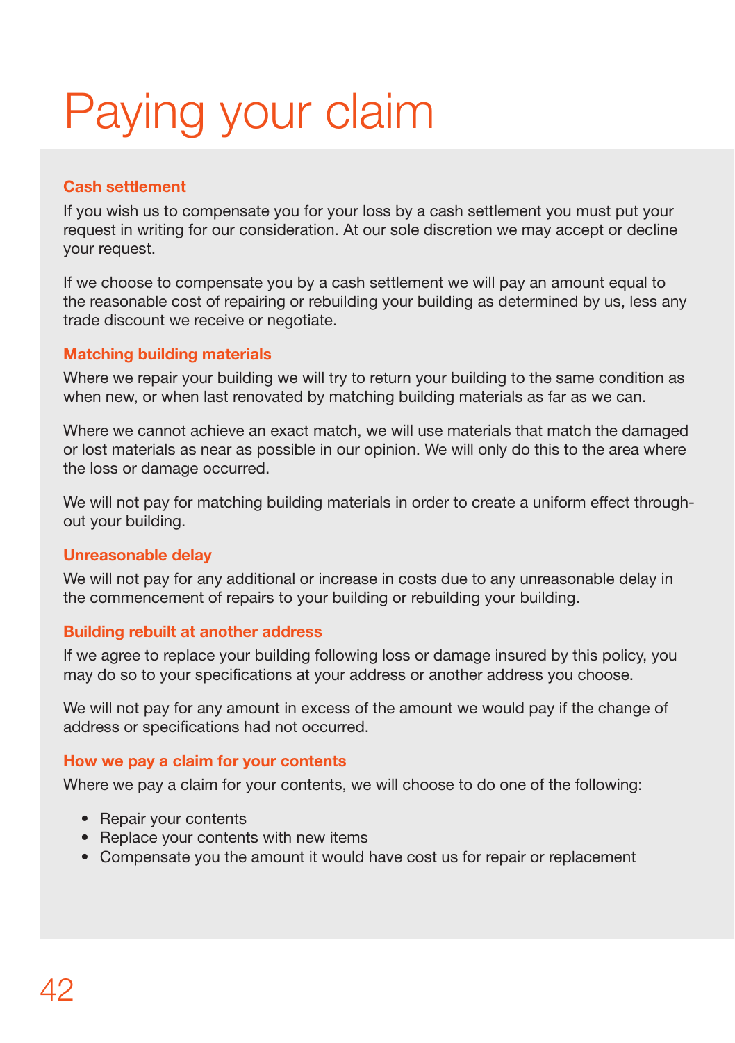# Paying your claim

### Cash settlement

If you wish us to compensate you for your loss by a cash settlement you must put your request in writing for our consideration. At our sole discretion we may accept or decline your request.

If we choose to compensate you by a cash settlement we will pay an amount equal to the reasonable cost of repairing or rebuilding your building as determined by us, less any trade discount we receive or negotiate.

### Matching building materials

Where we repair your building we will try to return your building to the same condition as when new, or when last renovated by matching building materials as far as we can.

Where we cannot achieve an exact match, we will use materials that match the damaged or lost materials as near as possible in our opinion. We will only do this to the area where the loss or damage occurred.

We will not pay for matching building materials in order to create a uniform effect throughout your building.

### Unreasonable delay

We will not pay for any additional or increase in costs due to any unreasonable delay in the commencement of repairs to your building or rebuilding your building.

### Building rebuilt at another address

If we agree to replace your building following loss or damage insured by this policy, you may do so to your specifications at your address or another address you choose.

We will not pay for any amount in excess of the amount we would pay if the change of address or specifications had not occurred.

### How we pay a claim for your contents

Where we pay a claim for your contents, we will choose to do one of the following:

- Repair your contents
- Replace your contents with new items
- Compensate you the amount it would have cost us for repair or replacement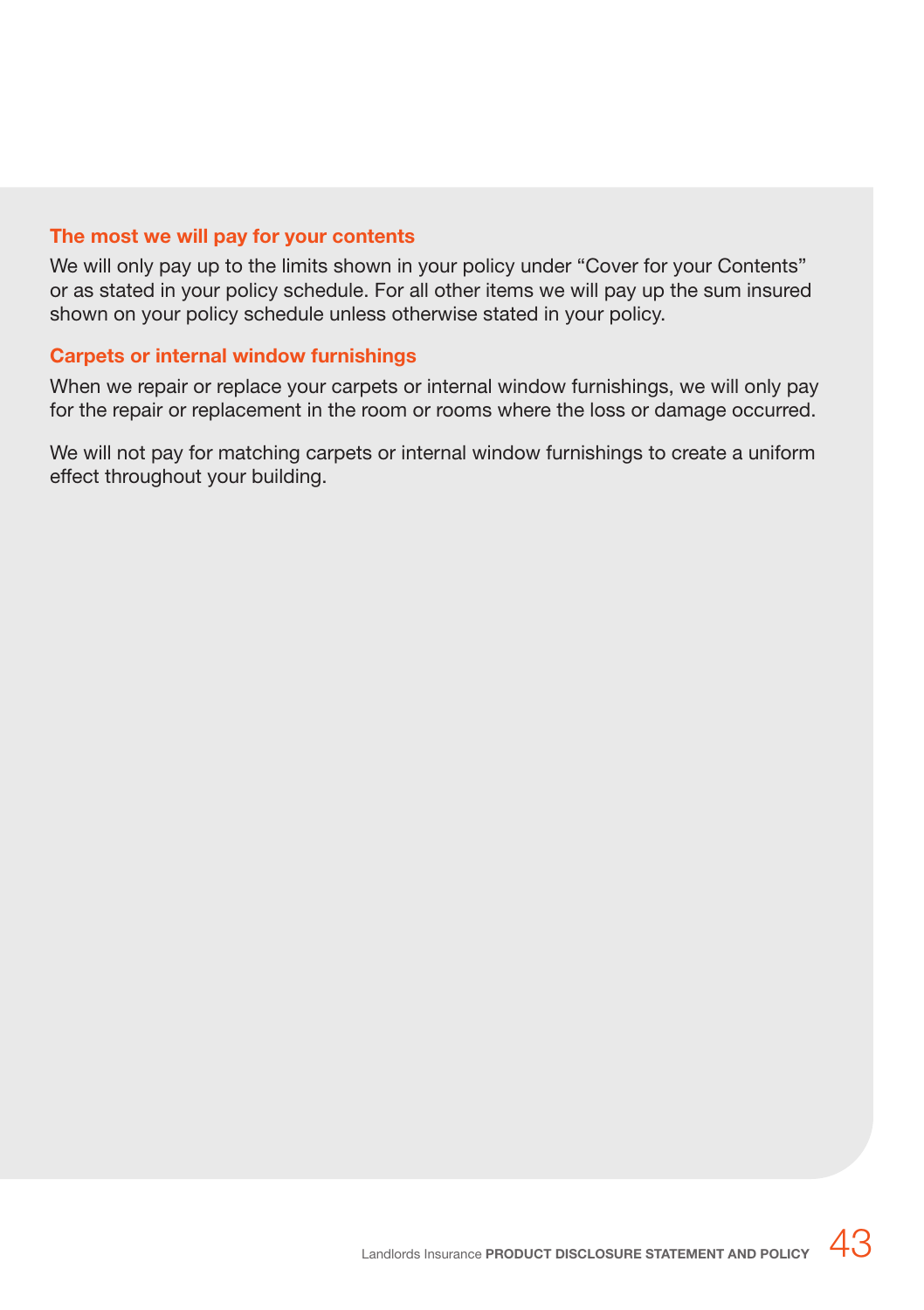### The most we will pay for your contents

We will only pay up to the limits shown in your policy under "Cover for your Contents" or as stated in your policy schedule. For all other items we will pay up the sum insured shown on your policy schedule unless otherwise stated in your policy.

### Carpets or internal window furnishings

When we repair or replace your carpets or internal window furnishings, we will only pay for the repair or replacement in the room or rooms where the loss or damage occurred.

We will not pay for matching carpets or internal window furnishings to create a uniform effect throughout your building.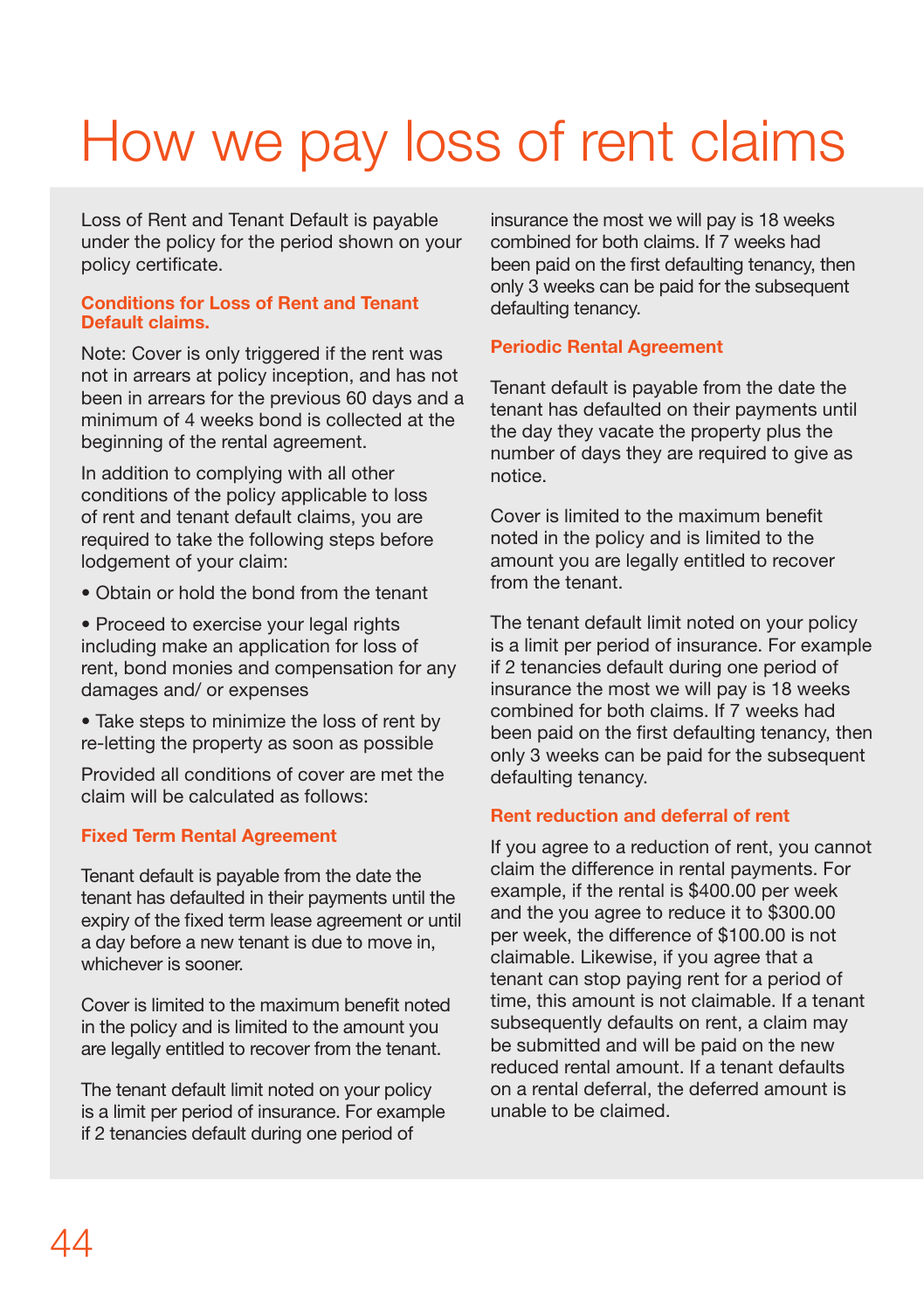# How we pay loss of rent claims

Loss of Rent and Tenant Default is payable under the policy for the period shown on your policy certificate.

### Conditions for Loss of Rent and Tenant Default claims.

Note: Cover is only triggered if the rent was not in arrears at policy inception, and has not been in arrears for the previous 60 days and a minimum of 4 weeks bond is collected at the beginning of the rental agreement.

In addition to complying with all other conditions of the policy applicable to loss of rent and tenant default claims, you are required to take the following steps before lodgement of your claim:

- Obtain or hold the bond from the tenant
- Proceed to exercise your legal rights including make an application for loss of rent, bond monies and compensation for any damages and/ or expenses
- Take steps to minimize the loss of rent by re-letting the property as soon as possible

Provided all conditions of cover are met the claim will be calculated as follows:

### Fixed Term Rental Agreement

Tenant default is payable from the date the tenant has defaulted in their payments until the expiry of the fixed term lease agreement or until a day before a new tenant is due to move in, whichever is sooner.

Cover is limited to the maximum benefit noted in the policy and is limited to the amount you are legally entitled to recover from the tenant.

The tenant default limit noted on your policy is a limit per period of insurance. For example if 2 tenancies default during one period of insurance the most we will pay is 18 weeks combined for both claims. If 7 weeks had been paid on the first defaulting tenancy, then only 3 weeks can be paid for the subsequent defaulting tenancy.

### Periodic Rental Agreement

Tenant default is payable from the date the tenant has defaulted on their payments until the day they vacate the property plus the number of days they are required to give as notice.

Cover is limited to the maximum benefit noted in the policy and is limited to the amount you are legally entitled to recover from the tenant.

The tenant default limit noted on your policy is a limit per period of insurance. For example if 2 tenancies default during one period of insurance the most we will pay is 18 weeks combined for both claims. If 7 weeks had been paid on the first defaulting tenancy, then only 3 weeks can be paid for the subsequent defaulting tenancy.

### Rent reduction and deferral of rent

If you agree to a reduction of rent, you cannot claim the difference in rental payments. For example, if the rental is $400.00 per week and the you agree to reduce it to $300.00 per week, the difference of $100.00 is not claimable. Likewise, if you agree that a tenant can stop paying rent for a period of time, this amount is not claimable. If a tenant subsequently defaults on rent, a claim may be submitted and will be paid on the new reduced rental amount. If a tenant defaults on a rental deferral, the deferred amount is unable to be claimed.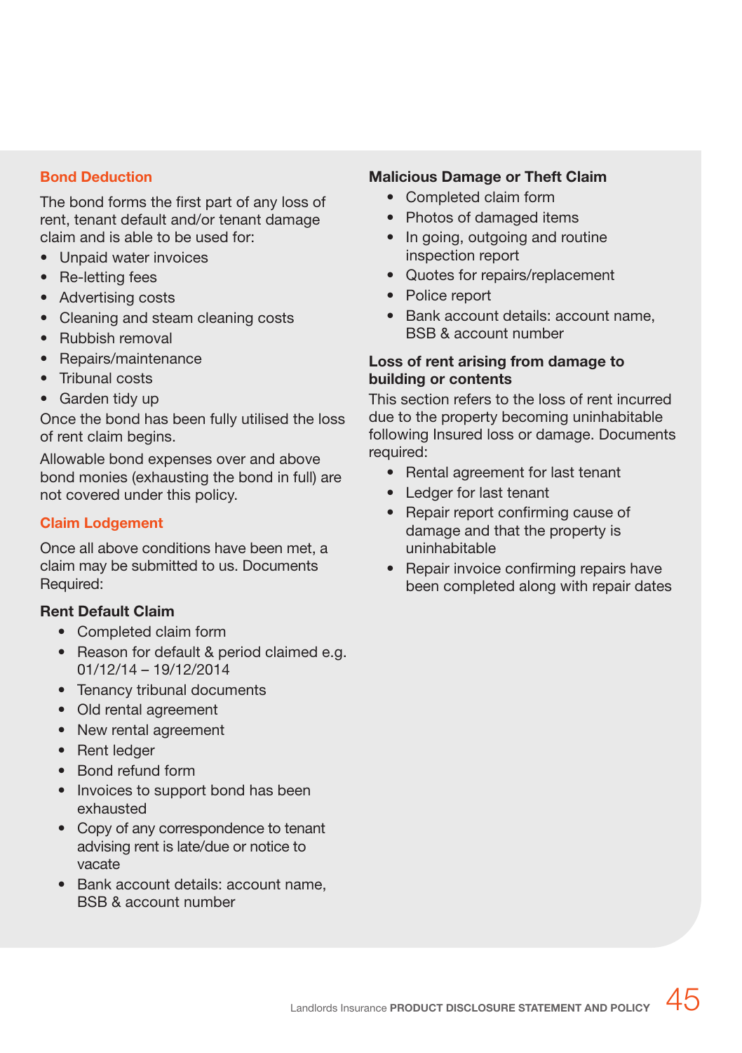## Bond Deduction

The bond forms the first part of any loss of rent, tenant default and/or tenant damage claim and is able to be used for:

- Unpaid water invoices
- Re-letting fees
- Advertising costs
- Cleaning and steam cleaning costs
- Rubbish removal
- Repairs/maintenance
- Tribunal costs
- Garden tidy up

Once the bond has been fully utilised the loss of rent claim begins.

Allowable bond expenses over and above bond monies (exhausting the bond in full) are not covered under this policy.

## Claim Lodgement

Once all above conditions have been met, a claim may be submitted to us. Documents Required:

### Rent Default Claim

- Completed claim form
- Reason for default & period claimed e.g. 01/12/14 – 19/12/2014
- Tenancy tribunal documents
- Old rental agreement
- New rental agreement
- Rent ledger
- Bond refund form
- Invoices to support bond has been exhausted
- Copy of any correspondence to tenant advising rent is late/due or notice to vacate
- Bank account details: account name, BSB & account number

### Malicious Damage or Theft Claim

- Completed claim form
- Photos of damaged items
- In going, outgoing and routine inspection report
- Quotes for repairs/replacement
- Police report
- Bank account details: account name, BSB & account number

### Loss of rent arising from damage to building or contents

This section refers to the loss of rent incurred due to the property becoming uninhabitable following Insured loss or damage. Documents required:

- Rental agreement for last tenant
- Ledger for last tenant
- Repair report confirming cause of damage and that the property is uninhabitable
- Repair invoice confirming repairs have been completed along with repair dates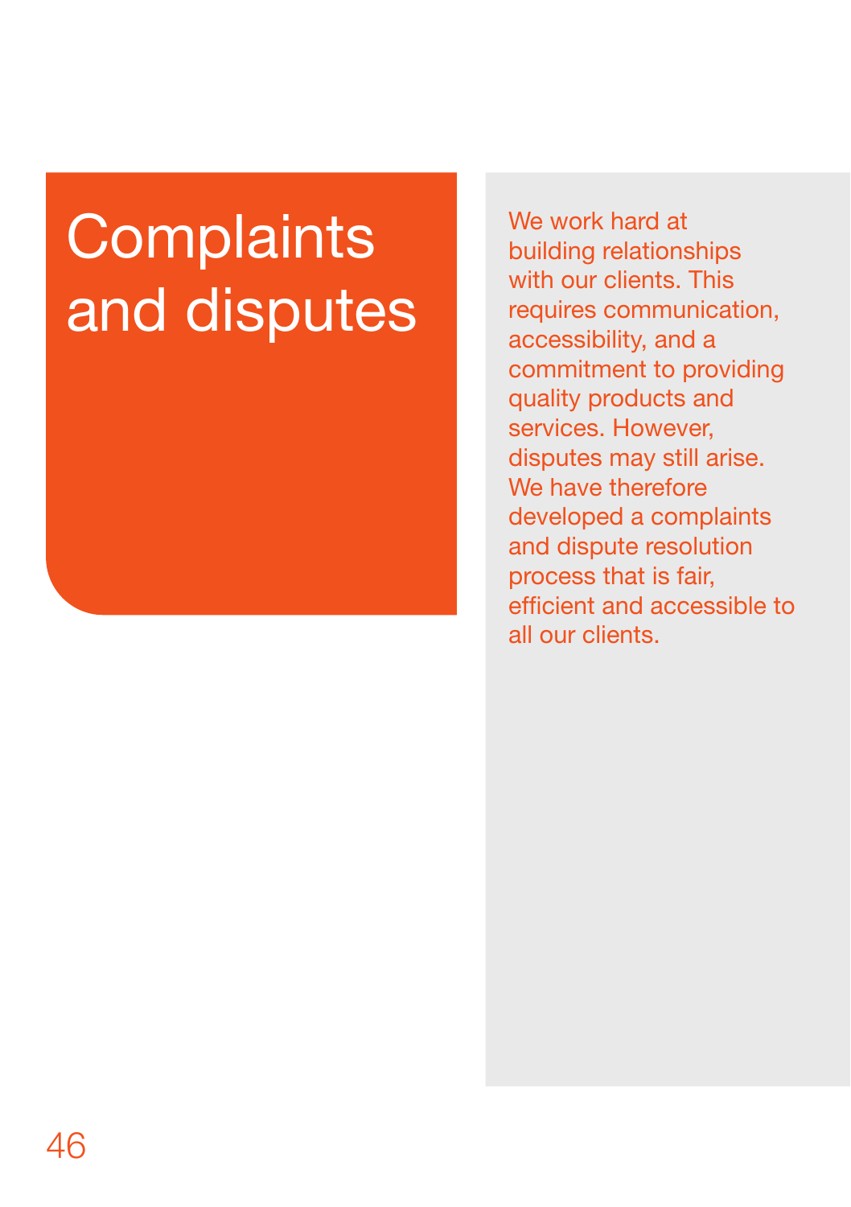# Complaints and disputes

We work hard at building relationships with our clients. This requires communication, accessibility, and a commitment to providing quality products and services. However, disputes may still arise. We have therefore developed a complaints and dispute resolution process that is fair, efficient and accessible to all our clients.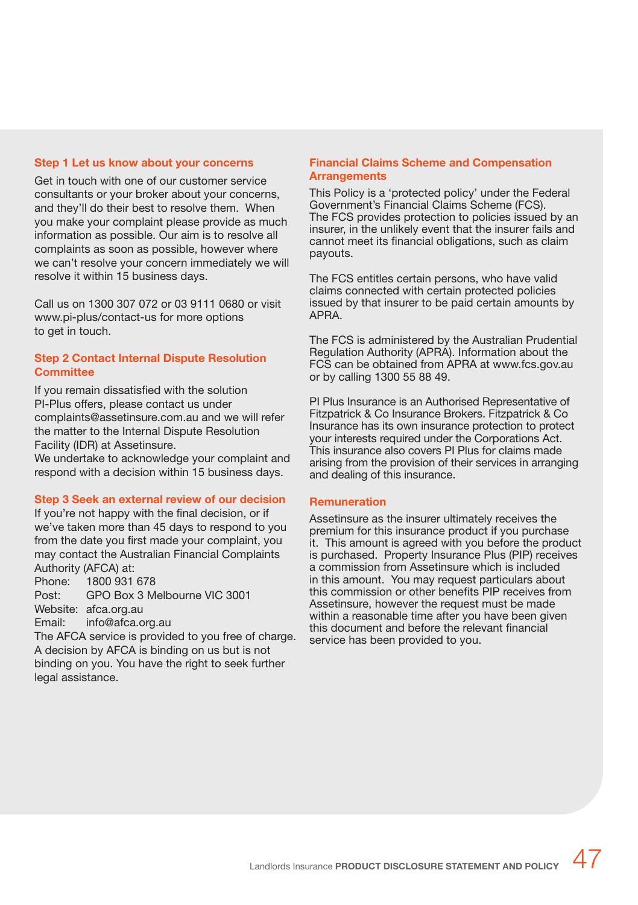### Step 1 Let us know about your concerns

Get in touch with one of our customer service consultants or your broker about your concerns, and they'll do their best to resolve them. When you make your complaint please provide as much information as possible. Our aim is to resolve all complaints as soon as possible, however where we can't resolve your concern immediately we will resolve it within 15 business days.

Call us on 1300 307 072 or 03 9111 0680 or visit www.pi-plus/contact-us for more options to get in touch.

### Step 2 Contact Internal Dispute Resolution Committee

If you remain dissatisfied with the solution PI-Plus offers, please contact us under complaints@assetinsure.com.au and we will refer the matter to the Internal Dispute Resolution Facility (IDR) at Assetinsure.
We undertake to acknowledge your complaint and respond with a decision within 15 business days.

### Step 3 Seek an external review of our decision

If you're not happy with the final decision, or if we've taken more than 45 days to respond to you from the date you first made your complaint, you may contact the Australian Financial Complaints Authority (AFCA) at:

Phone: 1800 931 678
Post: GPO Box 3 Melbourne VIC 3001
Website: afca.org.au
Email: info@afca.org.au

The AFCA service is provided to you free of charge. A decision by AFCA is binding on us but is not binding on you. You have the right to seek further legal assistance.

### Financial Claims Scheme and Compensation Arrangements

This Policy is a 'protected policy' under the Federal Government's Financial Claims Scheme (FCS). The FCS provides protection to policies issued by an insurer, in the unlikely event that the insurer fails and cannot meet its financial obligations, such as claim payouts.

The FCS entitles certain persons, who have valid claims connected with certain protected policies issued by that insurer to be paid certain amounts by APRA.

The FCS is administered by the Australian Prudential Regulation Authority (APRA). Information about the FCS can be obtained from APRA at www.fcs.gov.au or by calling 1300 55 88 49.

PI Plus Insurance is an Authorised Representative of Fitzpatrick & Co Insurance Brokers. Fitzpatrick & Co Insurance has its own insurance protection to protect your interests required under the Corporations Act. This insurance also covers PI Plus for claims made arising from the provision of their services in arranging and dealing of this insurance.

### Remuneration

Assetinsure as the insurer ultimately receives the premium for this insurance product if you purchase it. This amount is agreed with you before the product is purchased. Property Insurance Plus (PIP) receives a commission from Assetinsure which is included in this amount. You may request particulars about this commission or other benefits PIP receives from Assetinsure, however the request must be made within a reasonable time after you have been given this document and before the relevant financial service has been provided to you.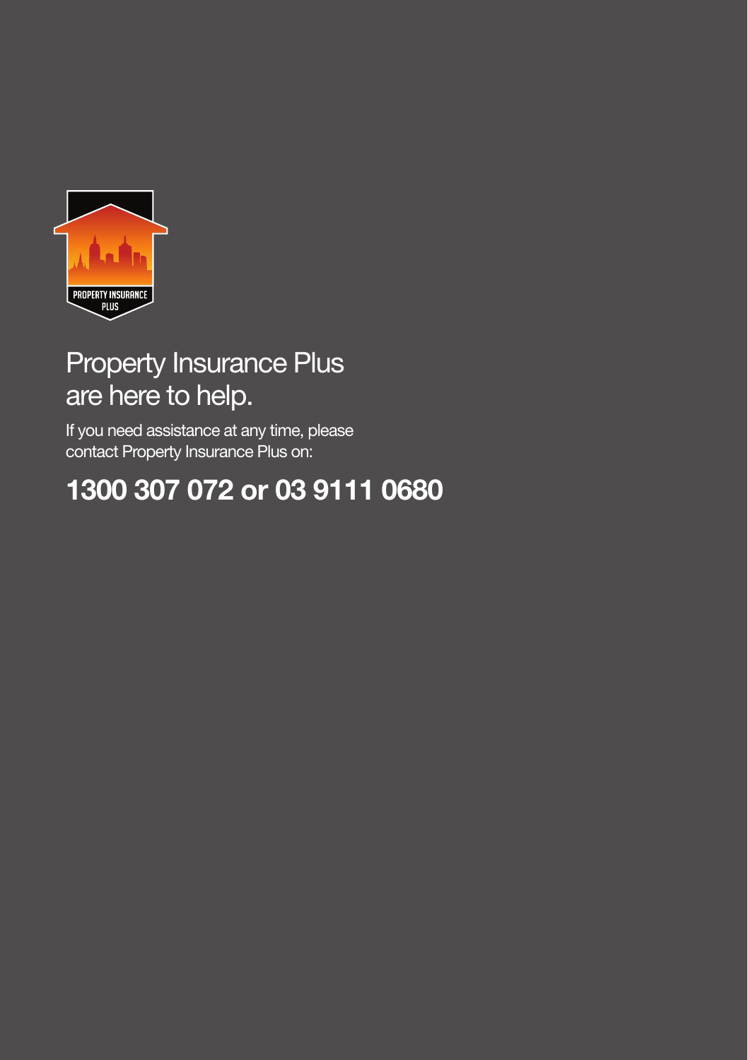# Property Insurance Plus are here to help.

If you need assistance at any time, please contact Property Insurance Plus on:

## 1300 307 072 or 03 9111 0680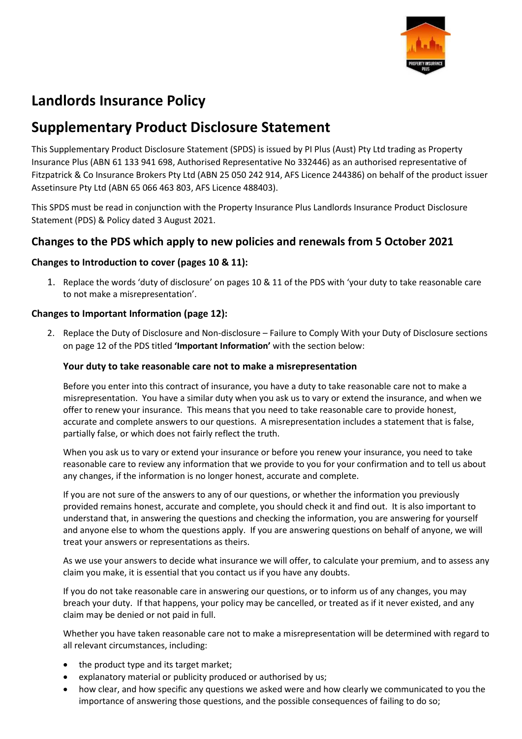# Landlords Insurance Policy

# Supplementary Product Disclosure Statement

This Supplementary Product Disclosure Statement (SPDS) is issued by PI Plus (Aust) Pty Ltd trading as Property Insurance Plus (ABN 61 133 941 698, Authorised Representative No 332446) as an authorised representative of Fitzpatrick & Co Insurance Brokers Pty Ltd (ABN 25 050 242 914, AFS Licence 244386) on behalf of the product issuer Assetinsure Pty Ltd (ABN 65 066 463 803, AFS Licence 488403).

This SPDS must be read in conjunction with the Property Insurance Plus Landlords Insurance Product Disclosure Statement (PDS) & Policy dated 3 August 2021.

## Changes to the PDS which apply to new policies and renewals from 5 October 2021

### Changes to Introduction to cover (pages 10 & 11):

1. Replace the words 'duty of disclosure' on pages 10 & 11 of the PDS with 'your duty to take reasonable care to not make a misrepresentation'.

### Changes to Important Information (page 12):

2. Replace the Duty of Disclosure and Non-disclosure – Failure to Comply With your Duty of Disclosure sections on page 12 of the PDS titled **'Important Information'** with the section below:

#### Your duty to take reasonable care not to make a misrepresentation

Before you enter into this contract of insurance, you have a duty to take reasonable care not to make a misrepresentation. You have a similar duty when you ask us to vary or extend the insurance, and when we offer to renew your insurance. This means that you need to take reasonable care to provide honest, accurate and complete answers to our questions. A misrepresentation includes a statement that is false, partially false, or which does not fairly reflect the truth.

When you ask us to vary or extend your insurance or before you renew your insurance, you need to take reasonable care to review any information that we provide to you for your confirmation and to tell us about any changes, if the information is no longer honest, accurate and complete.

If you are not sure of the answers to any of our questions, or whether the information you previously provided remains honest, accurate and complete, you should check it and find out. It is also important to understand that, in answering the questions and checking the information, you are answering for yourself and anyone else to whom the questions apply. If you are answering questions on behalf of anyone, we will treat your answers or representations as theirs.

As we use your answers to decide what insurance we will offer, to calculate your premium, and to assess any claim you make, it is essential that you contact us if you have any doubts.

If you do not take reasonable care in answering our questions, or to inform us of any changes, you may breach your duty. If that happens, your policy may be cancelled, or treated as if it never existed, and any claim may be denied or not paid in full.

Whether you have taken reasonable care not to make a misrepresentation will be determined with regard to all relevant circumstances, including:

- the product type and its target market;
- explanatory material or publicity produced or authorised by us;
- how clear, and how specific any questions we asked were and how clearly we communicated to you the importance of answering those questions, and the possible consequences of failing to do so;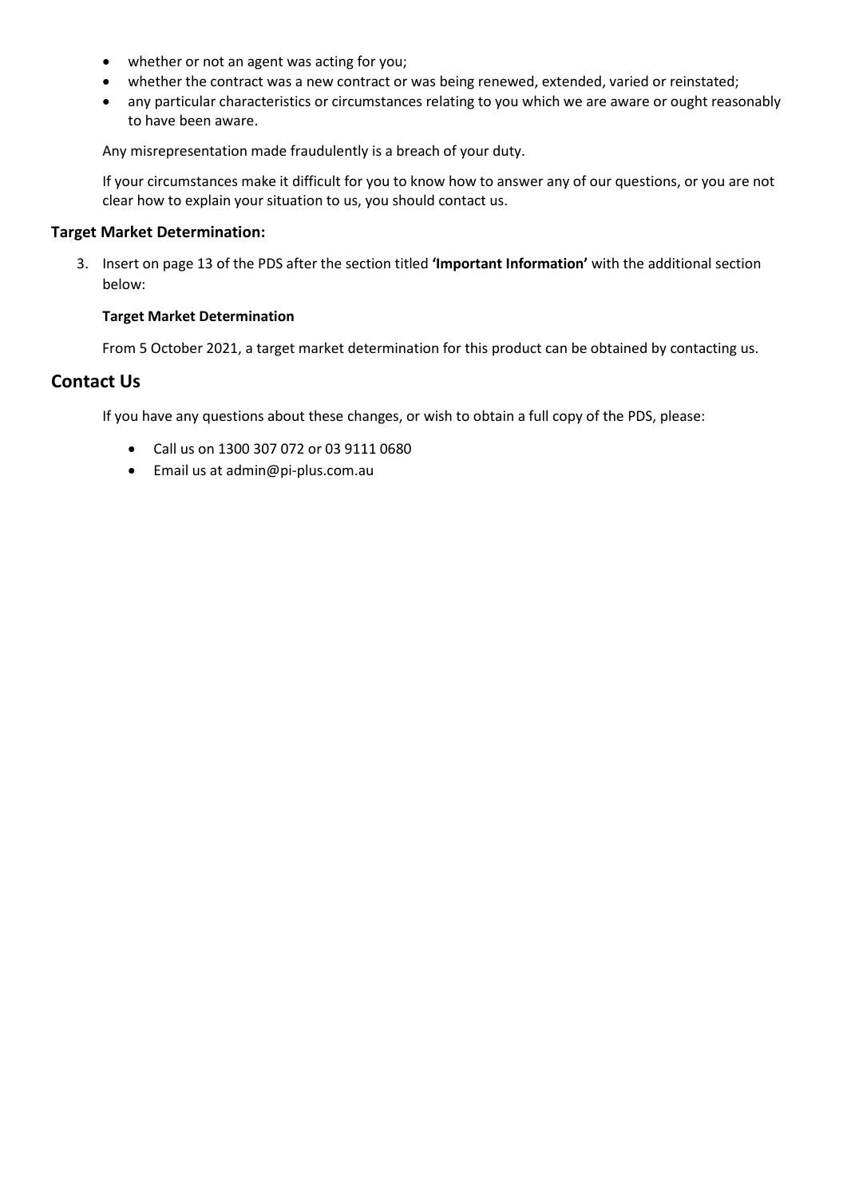- whether or not an agent was acting for you;
- whether the contract was a new contract or was being renewed, extended, varied or reinstated;
- any particular characteristics or circumstances relating to you which we are aware or ought reasonably to have been aware.

Any misrepresentation made fraudulently is a breach of your duty.

If your circumstances make it difficult for you to know how to answer any of our questions, or you are not clear how to explain your situation to us, you should contact us.

### Target Market Determination:

3. Insert on page 13 of the PDS after the section titled **'Important Information'** with the additional section below:

   **Target Market Determination**

   From 5 October 2021, a target market determination for this product can be obtained by contacting us.

## Contact Us

If you have any questions about these changes, or wish to obtain a full copy of the PDS, please:

- Call us on 1300 307 072 or 03 9111 0680
- Email us at admin@pi-plus.com.au